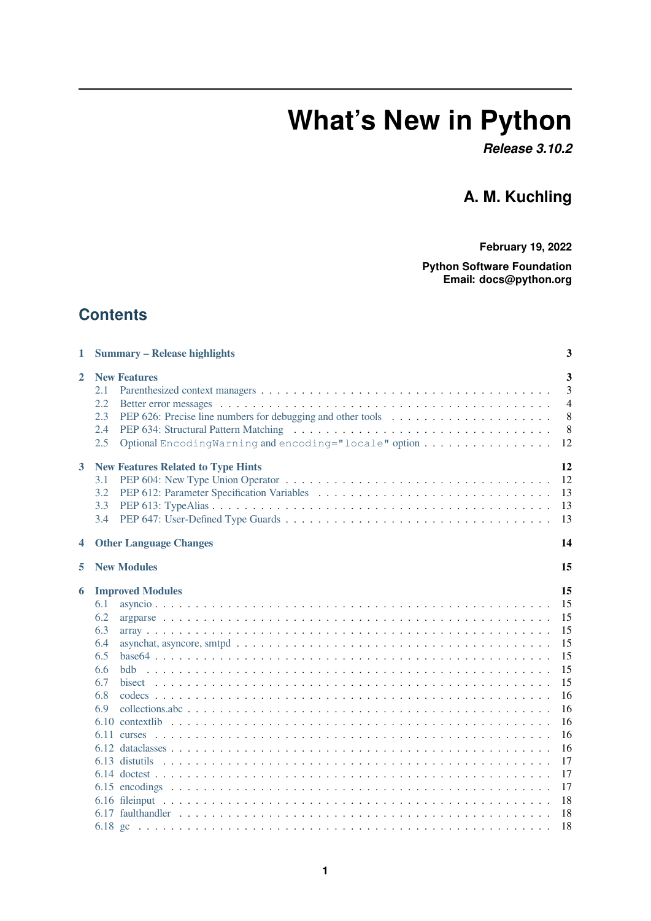# What's New in Python

***Release 3.10.2***

**A. M. Kuchling**

**February 19, 2022**

**Python Software Foundation**
**Email: docs@python.org**

## Contents

- **1 Summary – Release highlights** — **3**
- **2 New Features** — **3**
  - 2.1 Parenthesized context managers — 3
  - 2.2 Better error messages — 4
  - 2.3 PEP 626: Precise line numbers for debugging and other tools — 8
  - 2.4 PEP 634: Structural Pattern Matching — 8
  - 2.5 Optional `EncodingWarning` and `encoding="locale"` option — 12
- **3 New Features Related to Type Hints** — **12**
  - 3.1 PEP 604: New Type Union Operator — 12
  - 3.2 PEP 612: Parameter Specification Variables — 13
  - 3.3 PEP 613: TypeAlias — 13
  - 3.4 PEP 647: User-Defined Type Guards — 13
- **4 Other Language Changes** — **14**
- **5 New Modules** — **15**
- **6 Improved Modules** — **15**
  - 6.1 asyncio — 15
  - 6.2 argparse — 15
  - 6.3 array — 15
  - 6.4 asynchat, asyncore, smtpd — 15
  - 6.5 base64 — 15
  - 6.6 bdb — 15
  - 6.7 bisect — 15
  - 6.8 codecs — 16
  - 6.9 collections.abc — 16
  - 6.10 contextlib — 16
  - 6.11 curses — 16
  - 6.12 dataclasses — 16
  - 6.13 distutils — 17
  - 6.14 doctest — 17
  - 6.15 encodings — 17
  - 6.16 fileinput — 18
  - 6.17 faulthandler — 18
  - 6.18 gc — 18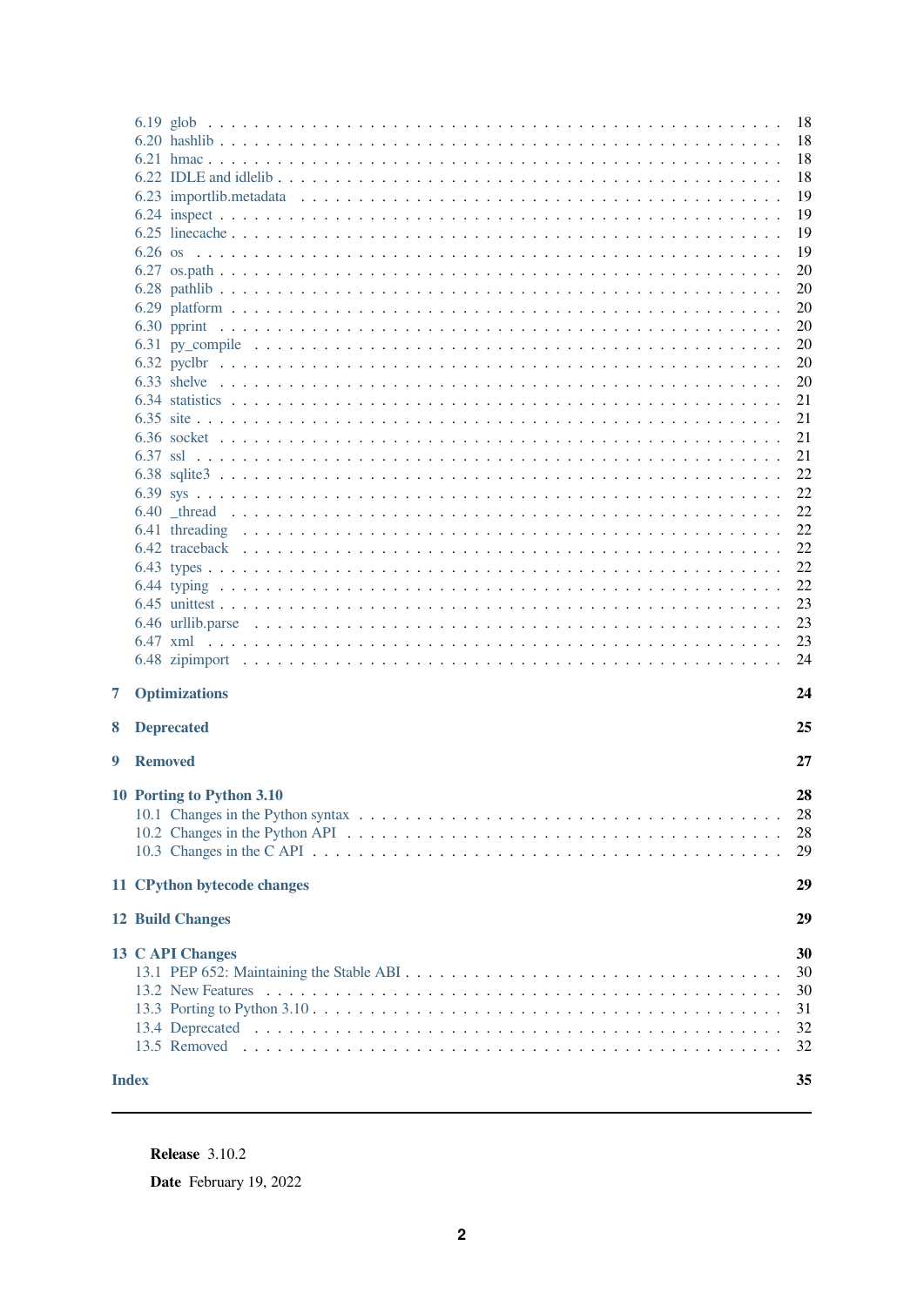- 6.19 glob . . . 18
- 6.20 hashlib . . . 18
- 6.21 hmac . . . 18
- 6.22 IDLE and idlelib . . . 18
- 6.23 importlib.metadata . . . 19
- 6.24 inspect . . . 19
- 6.25 linecache . . . 19
- 6.26 os . . . 19
- 6.27 os.path . . . 20
- 6.28 pathlib . . . 20
- 6.29 platform . . . 20
- 6.30 pprint . . . 20
- 6.31 py_compile . . . 20
- 6.32 pyclbr . . . 20
- 6.33 shelve . . . 20
- 6.34 statistics . . . 21
- 6.35 site . . . 21
- 6.36 socket . . . 21
- 6.37 ssl . . . 21
- 6.38 sqlite3 . . . 22
- 6.39 sys . . . 22
- 6.40 _thread . . . 22
- 6.41 threading . . . 22
- 6.42 traceback . . . 22
- 6.43 types . . . 22
- 6.44 typing . . . 22
- 6.45 unittest . . . 23
- 6.46 urllib.parse . . . 23
- 6.47 xml . . . 23
- 6.48 zipimport . . . 24

**7 Optimizations** 24

**8 Deprecated** 25

**9 Removed** 27

**10 Porting to Python 3.10** 28
- 10.1 Changes in the Python syntax . . . 28
- 10.2 Changes in the Python API . . . 28
- 10.3 Changes in the C API . . . 29

**11 CPython bytecode changes** 29

**12 Build Changes** 29

**13 C API Changes** 30
- 13.1 PEP 652: Maintaining the Stable ABI . . . 30
- 13.2 New Features . . . 30
- 13.3 Porting to Python 3.10 . . . 31
- 13.4 Deprecated . . . 32
- 13.5 Removed . . . 32

**Index** 35

---

**Release** 3.10.2

**Date** February 19, 2022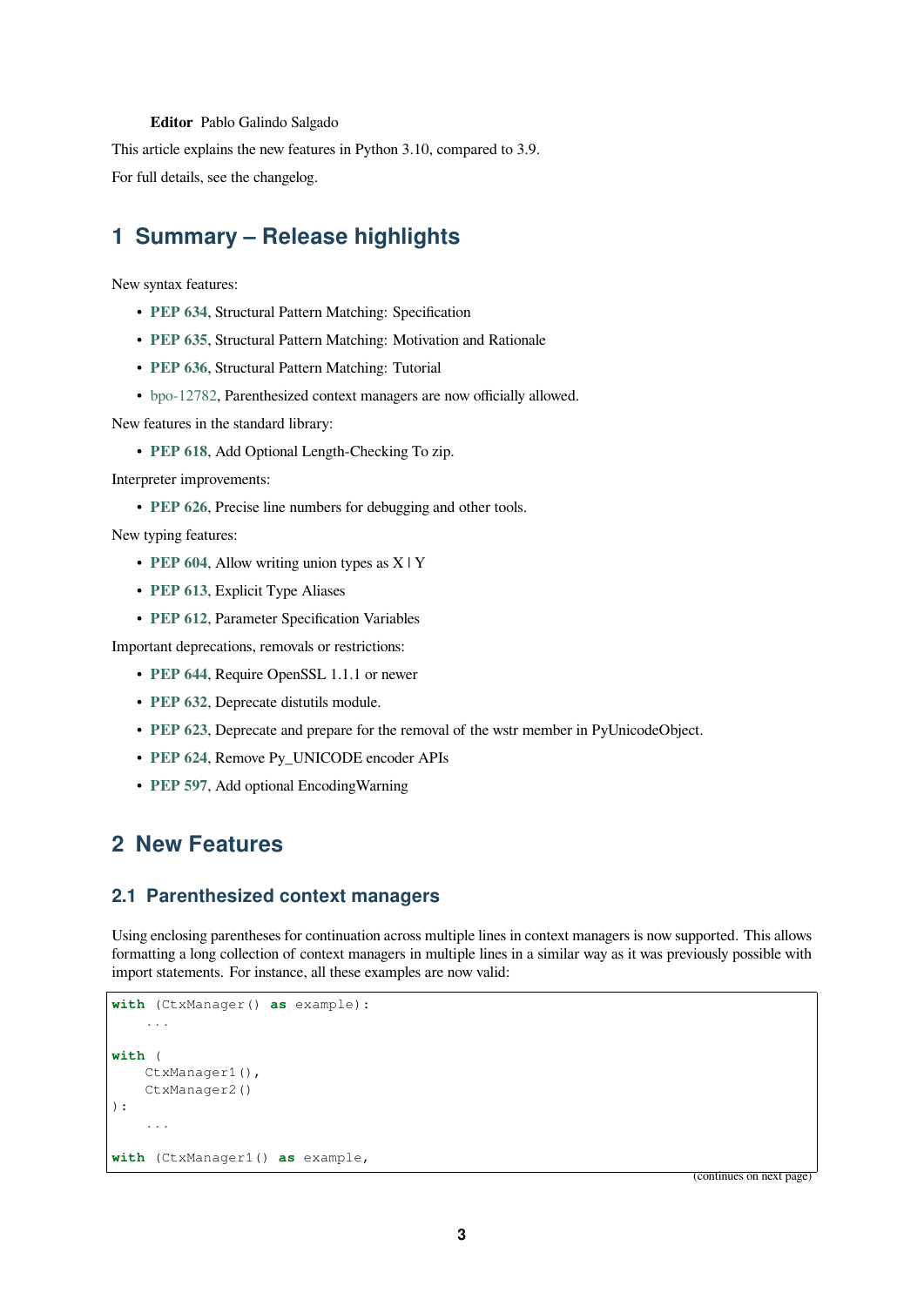**Editor** Pablo Galindo Salgado

This article explains the new features in Python 3.10, compared to 3.9.

For full details, see the changelog.

# 1 Summary – Release highlights

New syntax features:

- **PEP 634**, Structural Pattern Matching: Specification
- **PEP 635**, Structural Pattern Matching: Motivation and Rationale
- **PEP 636**, Structural Pattern Matching: Tutorial
- bpo-12782, Parenthesized context managers are now officially allowed.

New features in the standard library:

- **PEP 618**, Add Optional Length-Checking To zip.

Interpreter improvements:

- **PEP 626**, Precise line numbers for debugging and other tools.

New typing features:

- **PEP 604**, Allow writing union types as X | Y
- **PEP 613**, Explicit Type Aliases
- **PEP 612**, Parameter Specification Variables

Important deprecations, removals or restrictions:

- **PEP 644**, Require OpenSSL 1.1.1 or newer
- **PEP 632**, Deprecate distutils module.
- **PEP 623**, Deprecate and prepare for the removal of the wstr member in PyUnicodeObject.
- **PEP 624**, Remove Py_UNICODE encoder APIs
- **PEP 597**, Add optional EncodingWarning

# 2 New Features

## 2.1 Parenthesized context managers

Using enclosing parentheses for continuation across multiple lines in context managers is now supported. This allows formatting a long collection of context managers in multiple lines in a similar way as it was previously possible with import statements. For instance, all these examples are now valid:

```
with (CtxManager() as example):
    ...

with (
    CtxManager1(),
    CtxManager2()
):
    ...

with (CtxManager1() as example,
```

(continues on next page)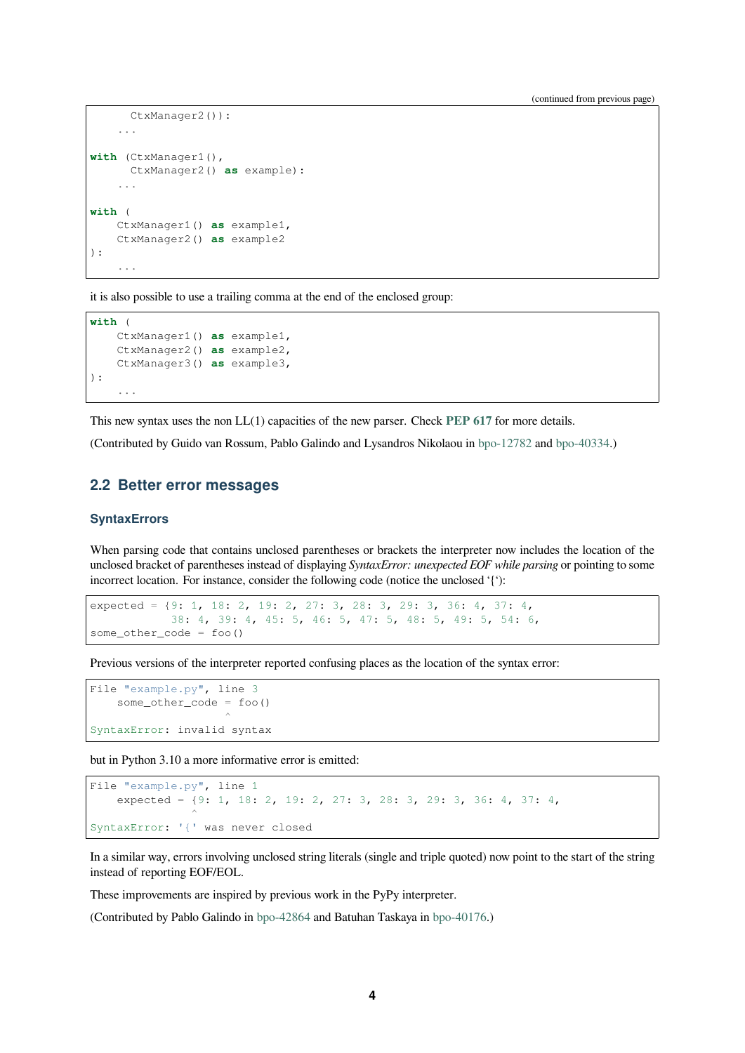(continued from previous page)

```
        CtxManager2()):
    ...

with (CtxManager1(),
      CtxManager2() as example):
    ...

with (
    CtxManager1() as example1,
    CtxManager2() as example2
):
    ...
```

it is also possible to use a trailing comma at the end of the enclosed group:

```
with (
    CtxManager1() as example1,
    CtxManager2() as example2,
    CtxManager3() as example3,
):
    ...
```

This new syntax uses the non LL(1) capacities of the new parser. Check **PEP 617** for more details.

(Contributed by Guido van Rossum, Pablo Galindo and Lysandros Nikolaou in bpo-12782 and bpo-40334.)

## 2.2 Better error messages

### SyntaxErrors

When parsing code that contains unclosed parentheses or brackets the interpreter now includes the location of the unclosed bracket of parentheses instead of displaying *SyntaxError: unexpected EOF while parsing* or pointing to some incorrect location. For instance, consider the following code (notice the unclosed '{'):

```
expected = {9: 1, 18: 2, 19: 2, 27: 3, 28: 3, 29: 3, 36: 4, 37: 4,
            38: 4, 39: 4, 45: 5, 46: 5, 47: 5, 48: 5, 49: 5, 54: 6,
some_other_code = foo()
```

Previous versions of the interpreter reported confusing places as the location of the syntax error:

```
File "example.py", line 3
    some_other_code = foo()
                    ^
SyntaxError: invalid syntax
```

but in Python 3.10 a more informative error is emitted:

```
File "example.py", line 1
    expected = {9: 1, 18: 2, 19: 2, 27: 3, 28: 3, 29: 3, 36: 4, 37: 4,
               ^
SyntaxError: '{' was never closed
```

In a similar way, errors involving unclosed string literals (single and triple quoted) now point to the start of the string instead of reporting EOF/EOL.

These improvements are inspired by previous work in the PyPy interpreter.

(Contributed by Pablo Galindo in bpo-42864 and Batuhan Taskaya in bpo-40176.)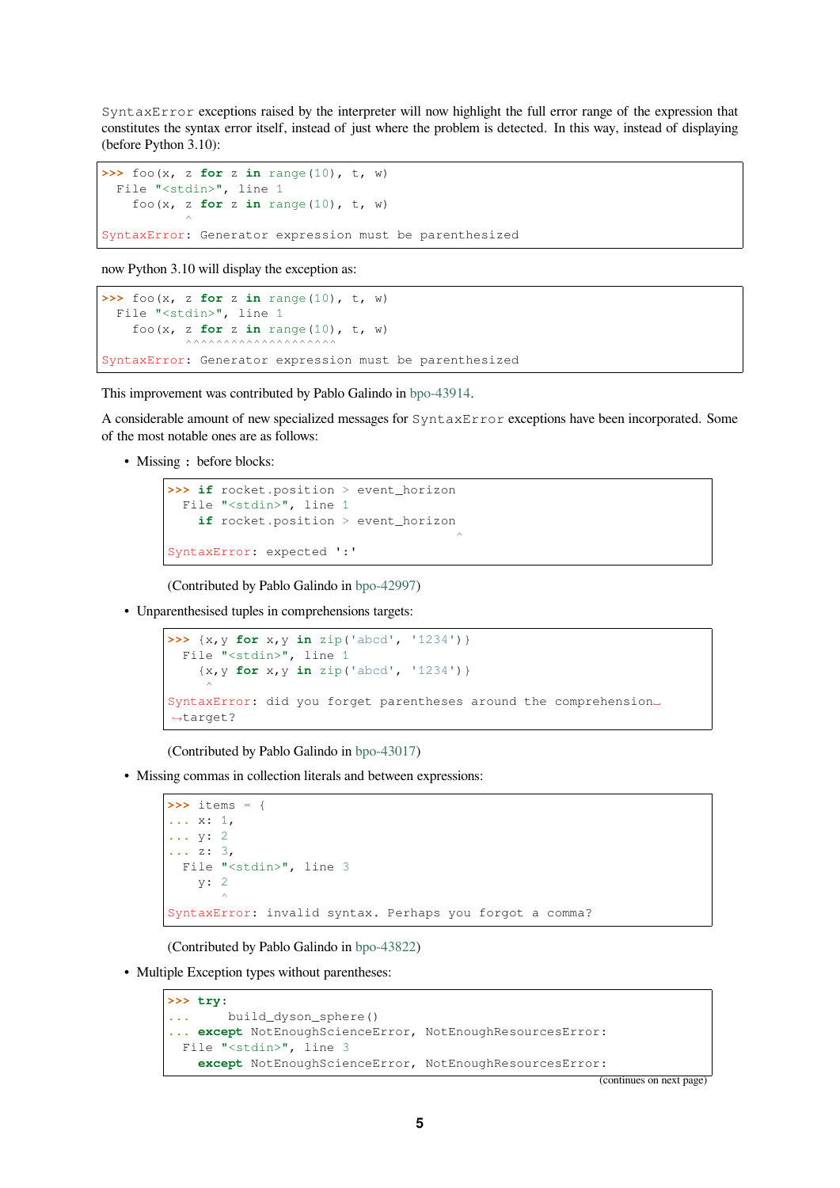SyntaxError exceptions raised by the interpreter will now highlight the full error range of the expression that constitutes the syntax error itself, instead of just where the problem is detected. In this way, instead of displaying (before Python 3.10):

```
>>> foo(x, z for z in range(10), t, w)
  File "<stdin>", line 1
    foo(x, z for z in range(10), t, w)
           ^
SyntaxError: Generator expression must be parenthesized
```

now Python 3.10 will display the exception as:

```
>>> foo(x, z for z in range(10), t, w)
  File "<stdin>", line 1
    foo(x, z for z in range(10), t, w)
           ^^^^^^^^^^^^^^^^^^^^
SyntaxError: Generator expression must be parenthesized
```

This improvement was contributed by Pablo Galindo in bpo-43914.

A considerable amount of new specialized messages for SyntaxError exceptions have been incorporated. Some of the most notable ones are as follows:

- Missing : before blocks:

```
>>> if rocket.position > event_horizon
  File "<stdin>", line 1
    if rocket.position > event_horizon
                                      ^
SyntaxError: expected ':'
```

  (Contributed by Pablo Galindo in bpo-42997)

- Unparenthesised tuples in comprehensions targets:

```
>>> {x,y for x,y in zip('abcd', '1234')}
  File "<stdin>", line 1
    {x,y for x,y in zip('abcd', '1234')}
     ^
SyntaxError: did you forget parentheses around the comprehension target?
```

  (Contributed by Pablo Galindo in bpo-43017)

- Missing commas in collection literals and between expressions:

```
>>> items = {
... x: 1,
... y: 2
... z: 3,
  File "<stdin>", line 3
    y: 2
       ^
SyntaxError: invalid syntax. Perhaps you forgot a comma?
```

  (Contributed by Pablo Galindo in bpo-43822)

- Multiple Exception types without parentheses:

```
>>> try:
...     build_dyson_sphere()
... except NotEnoughScienceError, NotEnoughResourcesError:
  File "<stdin>", line 3
    except NotEnoughScienceError, NotEnoughResourcesError:
```

(continues on next page)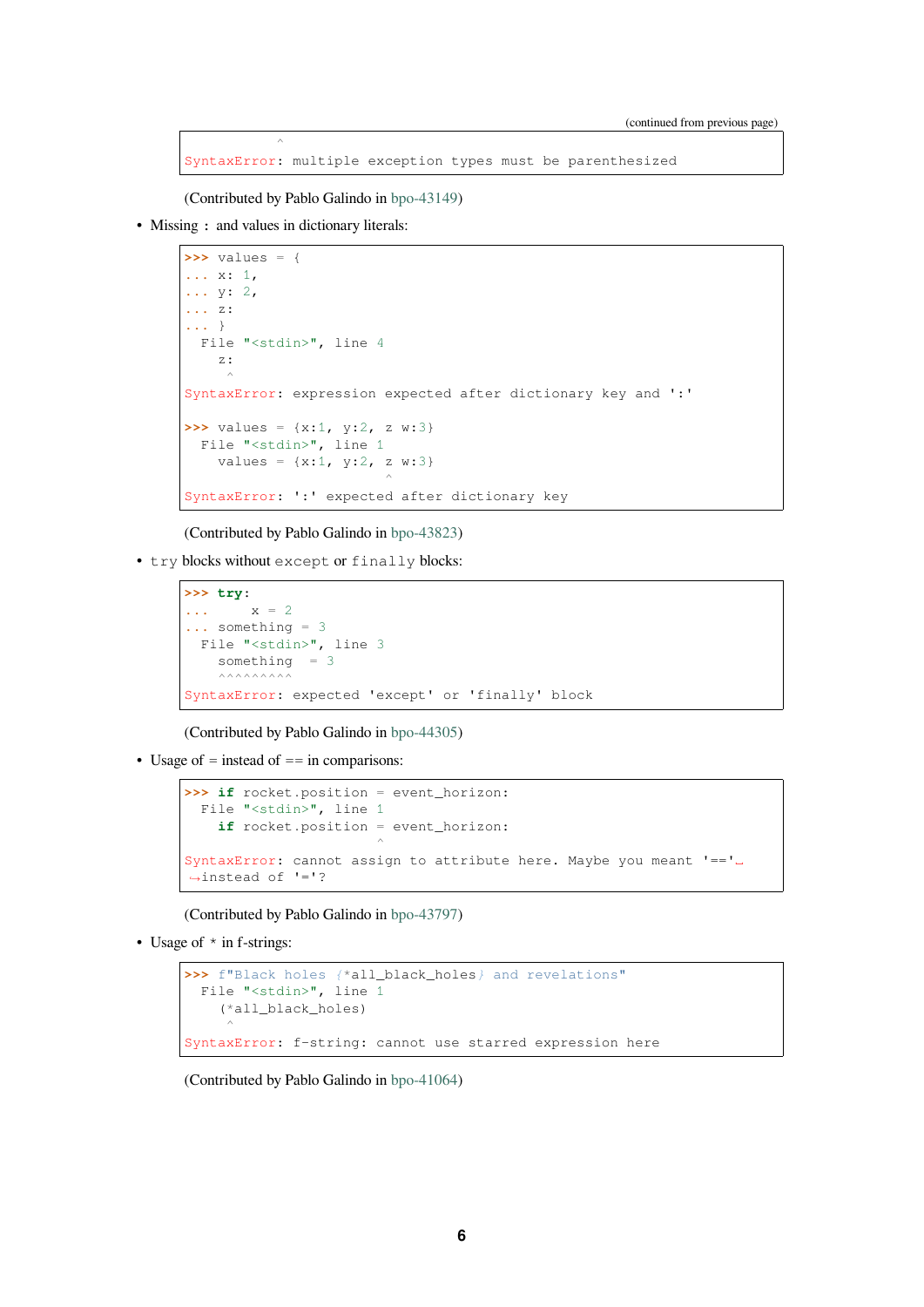(continued from previous page)

```
            ^
SyntaxError: multiple exception types must be parenthesized
```

(Contributed by Pablo Galindo in bpo-43149)

- Missing : and values in dictionary literals:

```
>>> values = {
... x: 1,
... y: 2,
... z:
... }
  File "<stdin>", line 4
    z:
     ^
SyntaxError: expression expected after dictionary key and ':'

>>> values = {x:1, y:2, z w:3}
  File "<stdin>", line 1
    values = {x:1, y:2, z w:3}
                        ^
SyntaxError: ':' expected after dictionary key
```

(Contributed by Pablo Galindo in bpo-43823)

- try blocks without except or finally blocks:

```
>>> try:
...     x = 2
... something = 3
  File "<stdin>", line 3
    something  = 3
    ^^^^^^^^^
SyntaxError: expected 'except' or 'finally' block
```

(Contributed by Pablo Galindo in bpo-44305)

- Usage of = instead of == in comparisons:

```
>>> if rocket.position = event_horizon:
  File "<stdin>", line 1
    if rocket.position = event_horizon:
                       ^
SyntaxError: cannot assign to attribute here. Maybe you meant '==' instead of '='?
```

(Contributed by Pablo Galindo in bpo-43797)

- Usage of * in f-strings:

```
>>> f"Black holes {*all_black_holes} and revelations"
  File "<stdin>", line 1
    (*all_black_holes)
     ^
SyntaxError: f-string: cannot use starred expression here
```

(Contributed by Pablo Galindo in bpo-41064)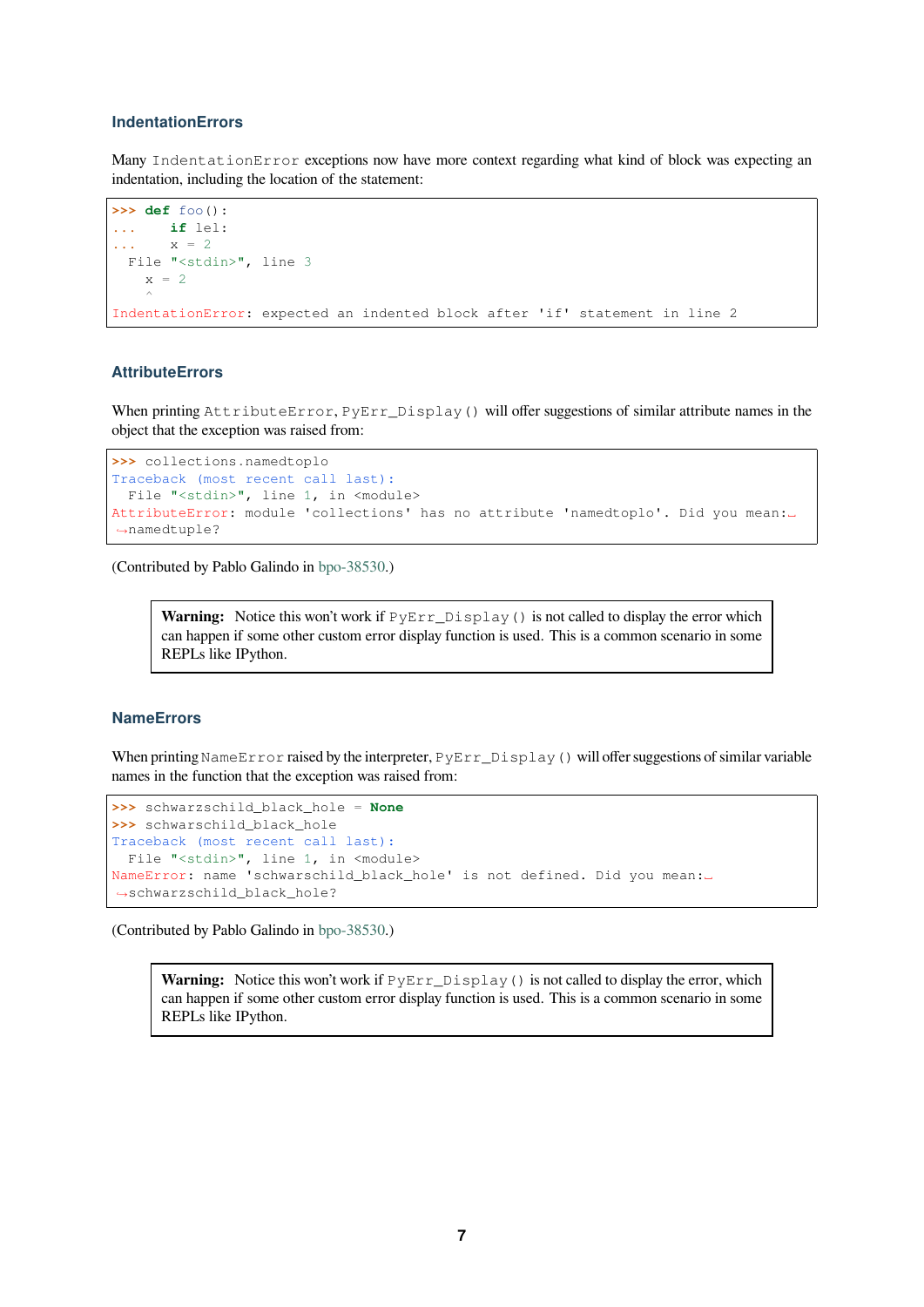### IndentationErrors

Many `IndentationError` exceptions now have more context regarding what kind of block was expecting an indentation, including the location of the statement:

```
>>> def foo():
...     if lel:
...     x = 2
  File "<stdin>", line 3
    x = 2
    ^
IndentationError: expected an indented block after 'if' statement in line 2
```

### AttributeErrors

When printing `AttributeError`, `PyErr_Display()` will offer suggestions of similar attribute names in the object that the exception was raised from:

```
>>> collections.namedtoplo
Traceback (most recent call last):
  File "<stdin>", line 1, in <module>
AttributeError: module 'collections' has no attribute 'namedtoplo'. Did you mean:
↪namedtuple?
```

(Contributed by Pablo Galindo in bpo-38530.)

> **Warning:** Notice this won't work if `PyErr_Display()` is not called to display the error which can happen if some other custom error display function is used. This is a common scenario in some REPLs like IPython.

### NameErrors

When printing `NameError` raised by the interpreter, `PyErr_Display()` will offer suggestions of similar variable names in the function that the exception was raised from:

```
>>> schwarzschild_black_hole = None
>>> schwarschild_black_hole
Traceback (most recent call last):
  File "<stdin>", line 1, in <module>
NameError: name 'schwarschild_black_hole' is not defined. Did you mean:
↪schwarzschild_black_hole?
```

(Contributed by Pablo Galindo in bpo-38530.)

> **Warning:** Notice this won't work if `PyErr_Display()` is not called to display the error, which can happen if some other custom error display function is used. This is a common scenario in some REPLs like IPython.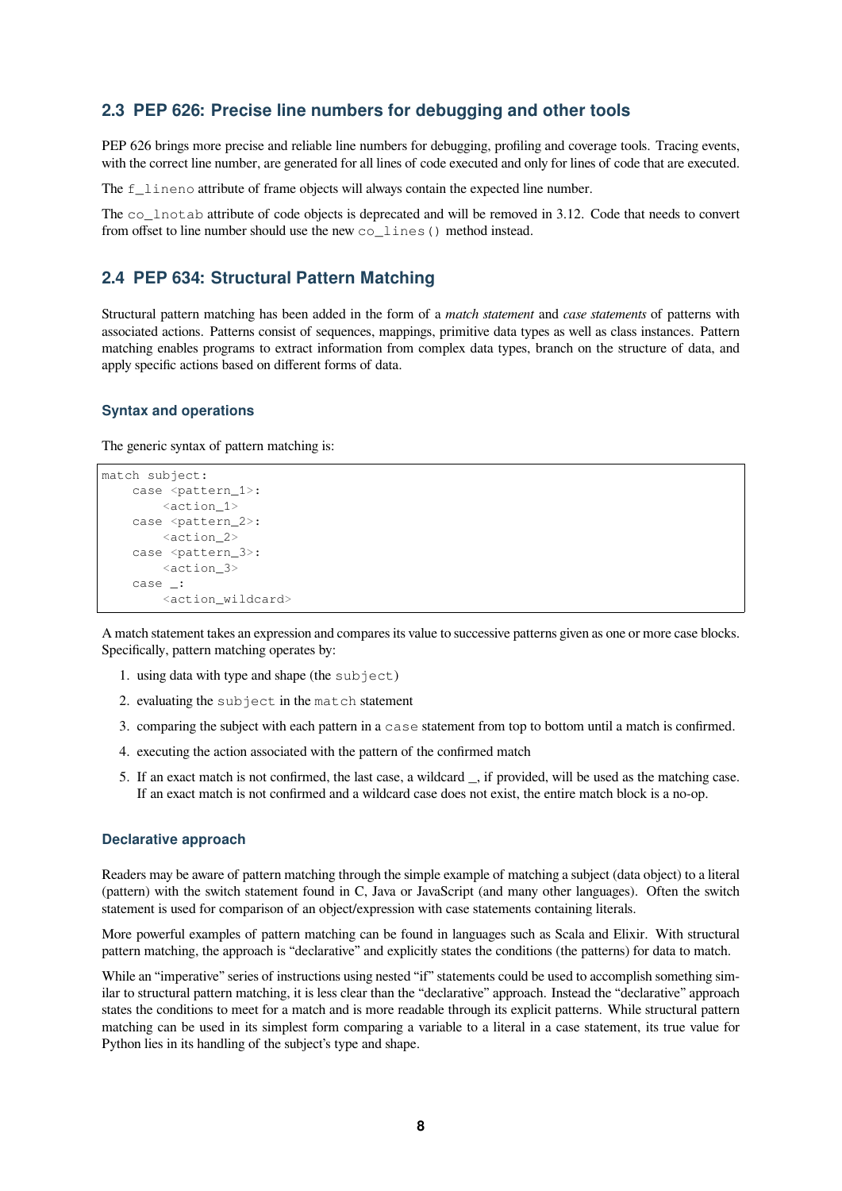## 2.3 PEP 626: Precise line numbers for debugging and other tools

PEP 626 brings more precise and reliable line numbers for debugging, profiling and coverage tools. Tracing events, with the correct line number, are generated for all lines of code executed and only for lines of code that are executed.

The `f_lineno` attribute of frame objects will always contain the expected line number.

The `co_lnotab` attribute of code objects is deprecated and will be removed in 3.12. Code that needs to convert from offset to line number should use the new `co_lines()` method instead.

## 2.4 PEP 634: Structural Pattern Matching

Structural pattern matching has been added in the form of a *match statement* and *case statements* of patterns with associated actions. Patterns consist of sequences, mappings, primitive data types as well as class instances. Pattern matching enables programs to extract information from complex data types, branch on the structure of data, and apply specific actions based on different forms of data.

### Syntax and operations

The generic syntax of pattern matching is:

```
match subject:
    case <pattern_1>:
        <action_1>
    case <pattern_2>:
        <action_2>
    case <pattern_3>:
        <action_3>
    case _:
        <action_wildcard>
```

A match statement takes an expression and compares its value to successive patterns given as one or more case blocks. Specifically, pattern matching operates by:

1. using data with type and shape (the `subject`)
2. evaluating the `subject` in the `match` statement
3. comparing the subject with each pattern in a `case` statement from top to bottom until a match is confirmed.
4. executing the action associated with the pattern of the confirmed match
5. If an exact match is not confirmed, the last case, a wildcard _, if provided, will be used as the matching case. If an exact match is not confirmed and a wildcard case does not exist, the entire match block is a no-op.

### Declarative approach

Readers may be aware of pattern matching through the simple example of matching a subject (data object) to a literal (pattern) with the switch statement found in C, Java or JavaScript (and many other languages). Often the switch statement is used for comparison of an object/expression with case statements containing literals.

More powerful examples of pattern matching can be found in languages such as Scala and Elixir. With structural pattern matching, the approach is "declarative" and explicitly states the conditions (the patterns) for data to match.

While an "imperative" series of instructions using nested "if" statements could be used to accomplish something similar to structural pattern matching, it is less clear than the "declarative" approach. Instead the "declarative" approach states the conditions to meet for a match and is more readable through its explicit patterns. While structural pattern matching can be used in its simplest form comparing a variable to a literal in a case statement, its true value for Python lies in its handling of the subject's type and shape.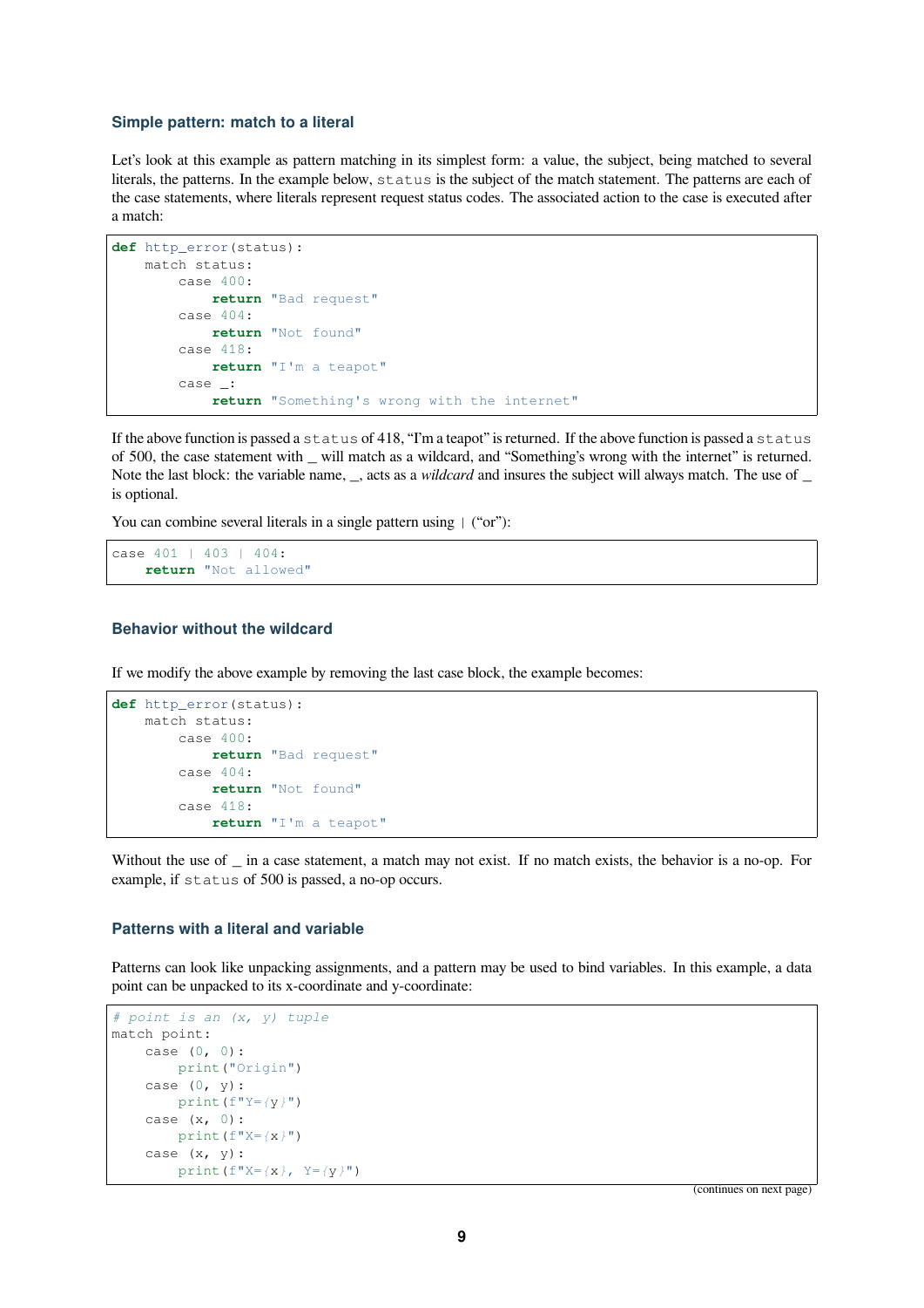### Simple pattern: match to a literal

Let's look at this example as pattern matching in its simplest form: a value, the subject, being matched to several literals, the patterns. In the example below, `status` is the subject of the match statement. The patterns are each of the case statements, where literals represent request status codes. The associated action to the case is executed after a match:

```
def http_error(status):
    match status:
        case 400:
            return "Bad request"
        case 404:
            return "Not found"
        case 418:
            return "I'm a teapot"
        case _:
            return "Something's wrong with the internet"
```

If the above function is passed a `status` of 418, "I'm a teapot" is returned. If the above function is passed a `status` of 500, the case statement with _ will match as a wildcard, and "Something's wrong with the internet" is returned. Note the last block: the variable name, _, acts as a *wildcard* and insures the subject will always match. The use of _ is optional.

You can combine several literals in a single pattern using `|` ("or"):

```
case 401 | 403 | 404:
    return "Not allowed"
```

### Behavior without the wildcard

If we modify the above example by removing the last case block, the example becomes:

```
def http_error(status):
    match status:
        case 400:
            return "Bad request"
        case 404:
            return "Not found"
        case 418:
            return "I'm a teapot"
```

Without the use of _ in a case statement, a match may not exist. If no match exists, the behavior is a no-op. For example, if `status` of 500 is passed, a no-op occurs.

### Patterns with a literal and variable

Patterns can look like unpacking assignments, and a pattern may be used to bind variables. In this example, a data point can be unpacked to its x-coordinate and y-coordinate:

```
# point is an (x, y) tuple
match point:
    case (0, 0):
        print("Origin")
    case (0, y):
        print(f"Y={y}")
    case (x, 0):
        print(f"X={x}")
    case (x, y):
        print(f"X={x}, Y={y}")
```

(continues on next page)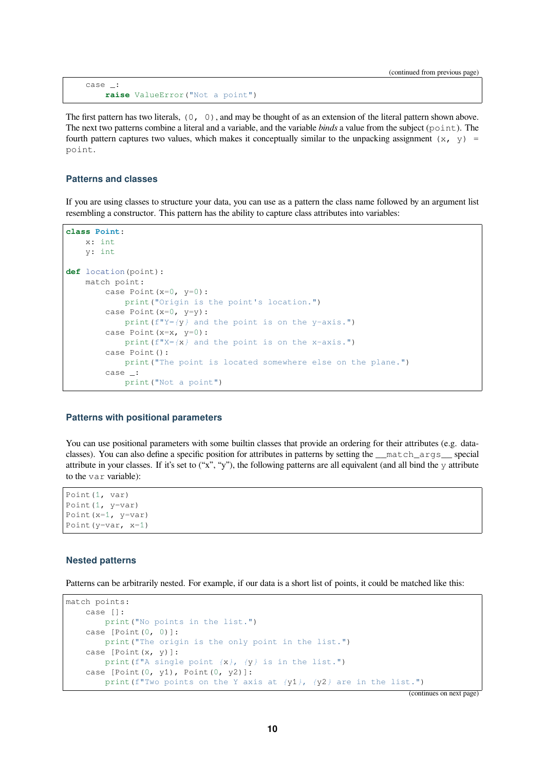```
    case _:
        raise ValueError("Not a point")
```

The first pattern has two literals, `(0, 0)`, and may be thought of as an extension of the literal pattern shown above. The next two patterns combine a literal and a variable, and the variable *binds* a value from the subject (`point`). The fourth pattern captures two values, which makes it conceptually similar to the unpacking assignment `(x, y) = point`.

### Patterns and classes

If you are using classes to structure your data, you can use as a pattern the class name followed by an argument list resembling a constructor. This pattern has the ability to capture class attributes into variables:

```
class Point:
    x: int
    y: int

def location(point):
    match point:
        case Point(x=0, y=0):
            print("Origin is the point's location.")
        case Point(x=0, y=y):
            print(f"Y={y} and the point is on the y-axis.")
        case Point(x=x, y=0):
            print(f"X={x} and the point is on the x-axis.")
        case Point():
            print("The point is located somewhere else on the plane.")
        case _:
            print("Not a point")
```

### Patterns with positional parameters

You can use positional parameters with some builtin classes that provide an ordering for their attributes (e.g. dataclasses). You can also define a specific position for attributes in patterns by setting the `__match_args__` special attribute in your classes. If it's set to ("x", "y"), the following patterns are all equivalent (and all bind the `y` attribute to the `var` variable):

```
Point(1, var)
Point(1, y=var)
Point(x=1, y=var)
Point(y=var, x=1)
```

### Nested patterns

Patterns can be arbitrarily nested. For example, if our data is a short list of points, it could be matched like this:

```
match points:
    case []:
        print("No points in the list.")
    case [Point(0, 0)]:
        print("The origin is the only point in the list.")
    case [Point(x, y)]:
        print(f"A single point {x}, {y} is in the list.")
    case [Point(0, y1), Point(0, y2)]:
        print(f"Two points on the Y axis at {y1}, {y2} are in the list.")
```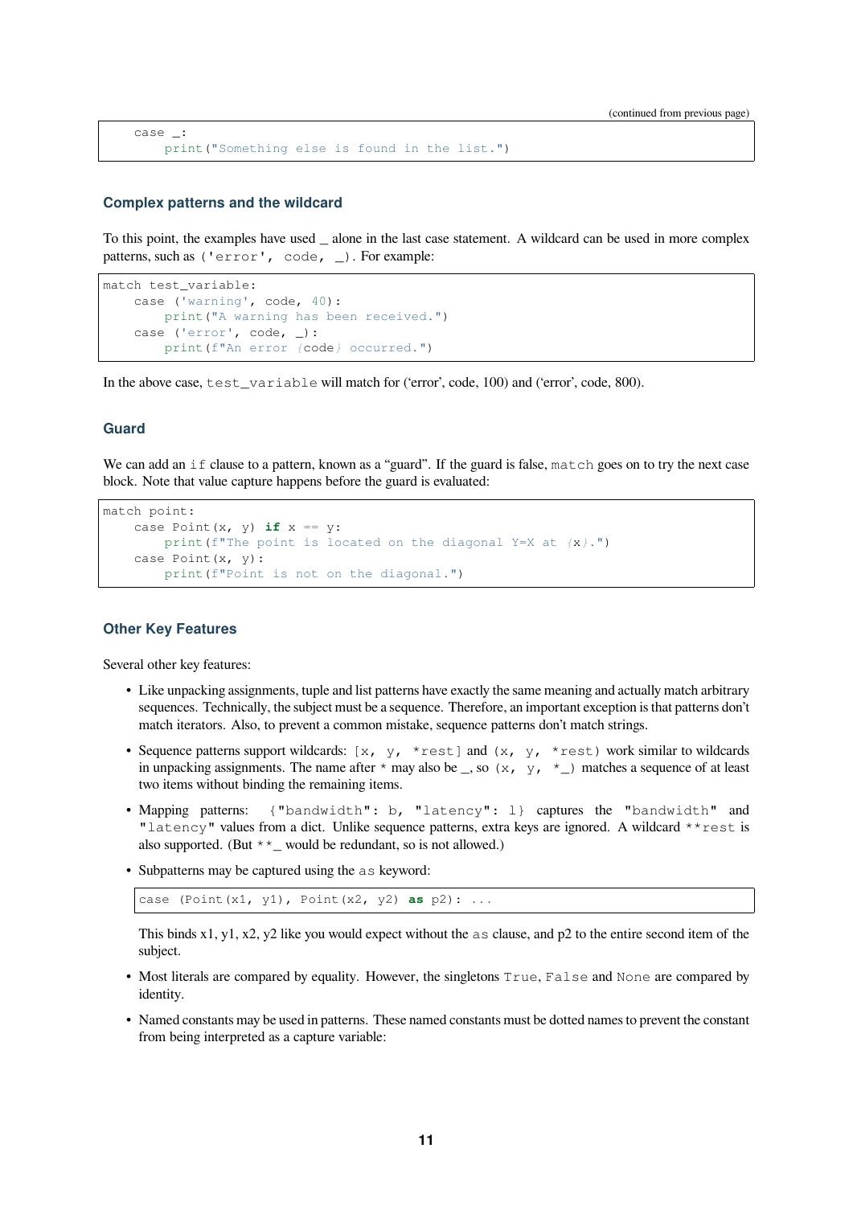```
    case _:
        print("Something else is found in the list.")
```

### Complex patterns and the wildcard

To this point, the examples have used _ alone in the last case statement. A wildcard can be used in more complex patterns, such as `('error', code, _)`. For example:

```
match test_variable:
    case ('warning', code, 40):
        print("A warning has been received.")
    case ('error', code, _):
        print(f"An error {code} occurred.")
```

In the above case, `test_variable` will match for ('error', code, 100) and ('error', code, 800).

### Guard

We can add an `if` clause to a pattern, known as a "guard". If the guard is false, `match` goes on to try the next case block. Note that value capture happens before the guard is evaluated:

```
match point:
    case Point(x, y) if x == y:
        print(f"The point is located on the diagonal Y=X at {x}.")
    case Point(x, y):
        print(f"Point is not on the diagonal.")
```

### Other Key Features

Several other key features:

- Like unpacking assignments, tuple and list patterns have exactly the same meaning and actually match arbitrary sequences. Technically, the subject must be a sequence. Therefore, an important exception is that patterns don't match iterators. Also, to prevent a common mistake, sequence patterns don't match strings.
- Sequence patterns support wildcards: `[x, y, *rest]` and `(x, y, *rest)` work similar to wildcards in unpacking assignments. The name after `*` may also be _, so `(x, y, *_)` matches a sequence of at least two items without binding the remaining items.
- Mapping patterns: `{"bandwidth": b, "latency": l}` captures the `"bandwidth"` and `"latency"` values from a dict. Unlike sequence patterns, extra keys are ignored. A wildcard `**rest` is also supported. (But `**_` would be redundant, so is not allowed.)
- Subpatterns may be captured using the `as` keyword:

  ```
  case (Point(x1, y1), Point(x2, y2) as p2): ...
  ```

  This binds x1, y1, x2, y2 like you would expect without the `as` clause, and p2 to the entire second item of the subject.
- Most literals are compared by equality. However, the singletons `True`, `False` and `None` are compared by identity.
- Named constants may be used in patterns. These named constants must be dotted names to prevent the constant from being interpreted as a capture variable: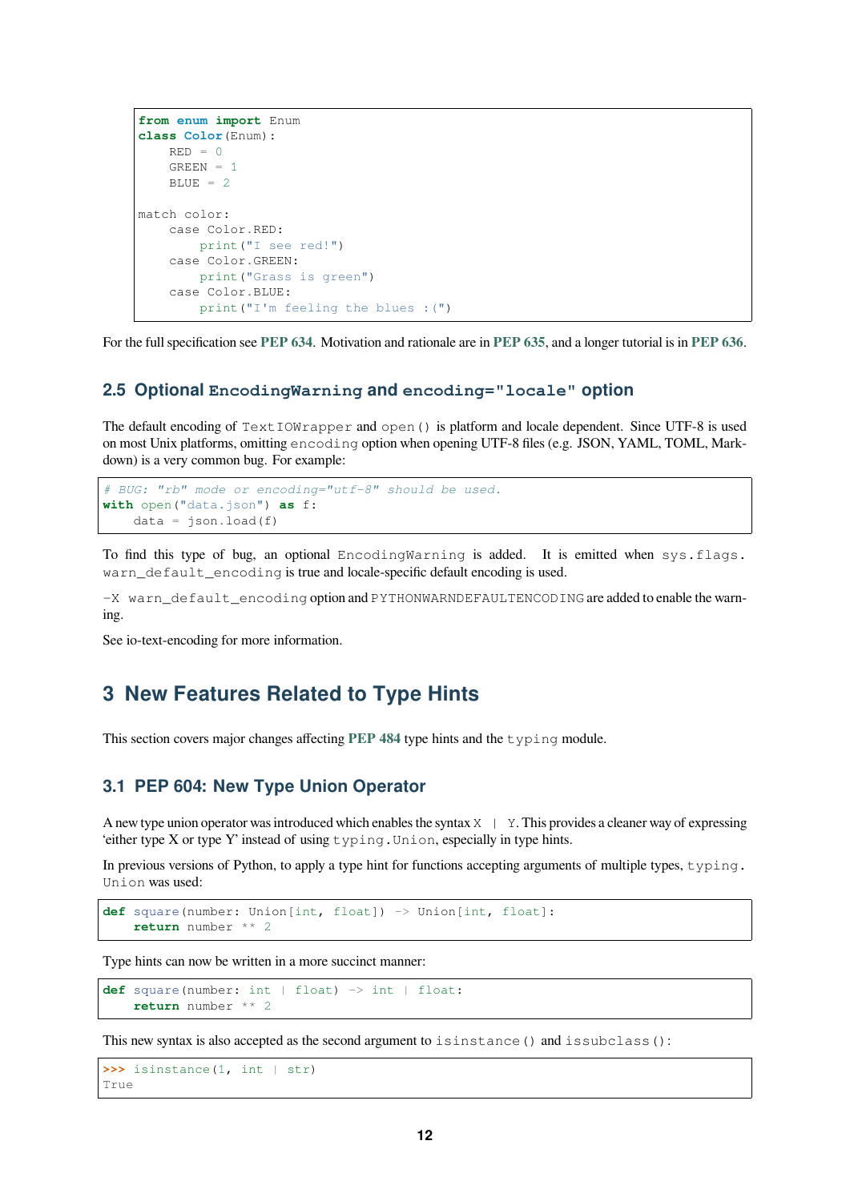```python
from enum import Enum
class Color(Enum):
    RED = 0
    GREEN = 1
    BLUE = 2

match color:
    case Color.RED:
        print("I see red!")
    case Color.GREEN:
        print("Grass is green")
    case Color.BLUE:
        print("I'm feeling the blues :(")
```

For the full specification see **PEP 634**. Motivation and rationale are in **PEP 635**, and a longer tutorial is in **PEP 636**.

### 2.5 Optional `EncodingWarning` and `encoding="locale"` option

The default encoding of `TextIOWrapper` and `open()` is platform and locale dependent. Since UTF-8 is used on most Unix platforms, omitting `encoding` option when opening UTF-8 files (e.g. JSON, YAML, TOML, Markdown) is a very common bug. For example:

```python
# BUG: "rb" mode or encoding="utf-8" should be used.
with open("data.json") as f:
    data = json.load(f)
```

To find this type of bug, an optional `EncodingWarning` is added. It is emitted when `sys.flags.warn_default_encoding` is true and locale-specific default encoding is used.

`-X warn_default_encoding` option and `PYTHONWARNDEFAULTENCODING` are added to enable the warning.

See io-text-encoding for more information.

## 3 New Features Related to Type Hints

This section covers major changes affecting **PEP 484** type hints and the `typing` module.

### 3.1 PEP 604: New Type Union Operator

A new type union operator was introduced which enables the syntax `X | Y`. This provides a cleaner way of expressing 'either type X or type Y' instead of using `typing.Union`, especially in type hints.

In previous versions of Python, to apply a type hint for functions accepting arguments of multiple types, `typing.Union` was used:

```python
def square(number: Union[int, float]) -> Union[int, float]:
    return number ** 2
```

Type hints can now be written in a more succinct manner:

```python
def square(number: int | float) -> int | float:
    return number ** 2
```

This new syntax is also accepted as the second argument to `isinstance()` and `issubclass()`:

```python
>>> isinstance(1, int | str)
True
```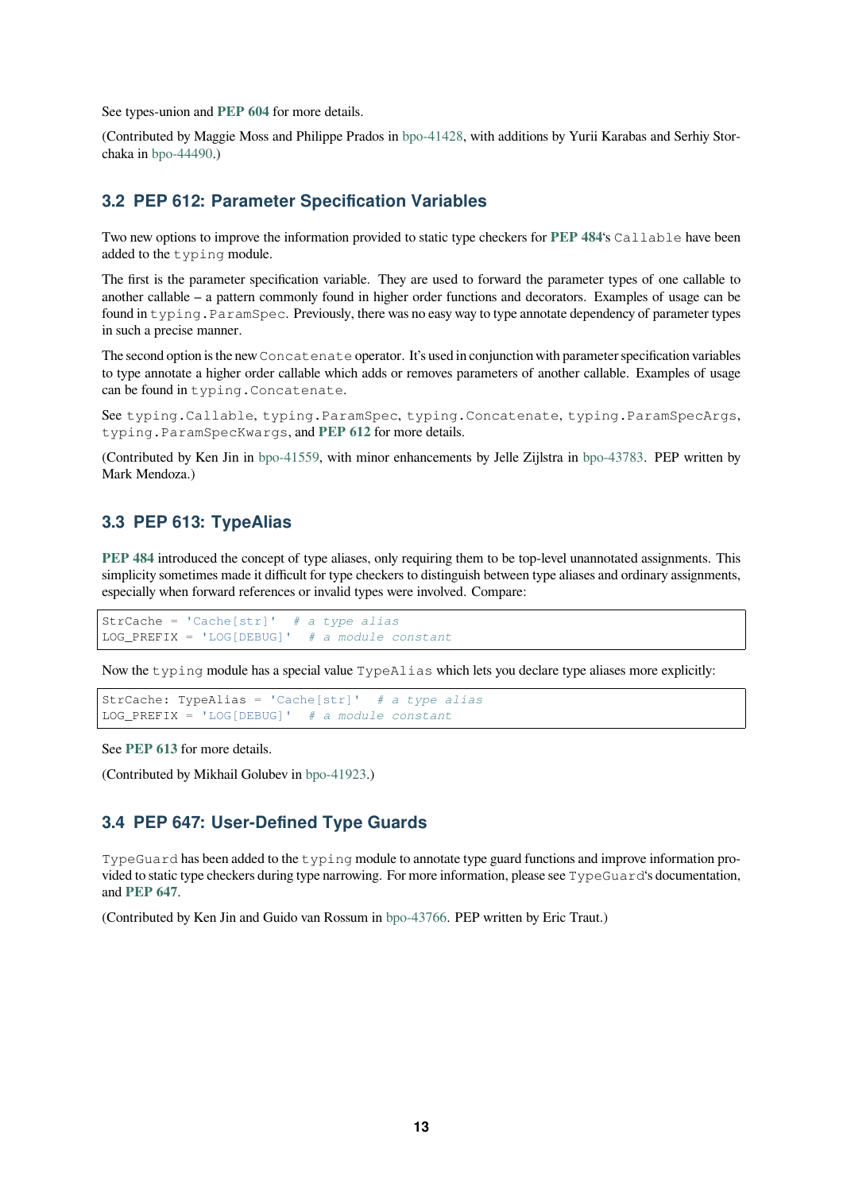See types-union and **PEP 604** for more details.

(Contributed by Maggie Moss and Philippe Prados in bpo-41428, with additions by Yurii Karabas and Serhiy Storchaka in bpo-44490.)

### 3.2 PEP 612: Parameter Specification Variables

Two new options to improve the information provided to static type checkers for **PEP 484**'s `Callable` have been added to the `typing` module.

The first is the parameter specification variable. They are used to forward the parameter types of one callable to another callable – a pattern commonly found in higher order functions and decorators. Examples of usage can be found in `typing.ParamSpec`. Previously, there was no easy way to type annotate dependency of parameter types in such a precise manner.

The second option is the new `Concatenate` operator. It's used in conjunction with parameter specification variables to type annotate a higher order callable which adds or removes parameters of another callable. Examples of usage can be found in `typing.Concatenate`.

See `typing.Callable`, `typing.ParamSpec`, `typing.Concatenate`, `typing.ParamSpecArgs`, `typing.ParamSpecKwargs`, and **PEP 612** for more details.

(Contributed by Ken Jin in bpo-41559, with minor enhancements by Jelle Zijlstra in bpo-43783. PEP written by Mark Mendoza.)

### 3.3 PEP 613: TypeAlias

**PEP 484** introduced the concept of type aliases, only requiring them to be top-level unannotated assignments. This simplicity sometimes made it difficult for type checkers to distinguish between type aliases and ordinary assignments, especially when forward references or invalid types were involved. Compare:

```
StrCache = 'Cache[str]'  # a type alias
LOG_PREFIX = 'LOG[DEBUG]'  # a module constant
```

Now the `typing` module has a special value `TypeAlias` which lets you declare type aliases more explicitly:

```
StrCache: TypeAlias = 'Cache[str]'  # a type alias
LOG_PREFIX = 'LOG[DEBUG]'  # a module constant
```

See **PEP 613** for more details.

(Contributed by Mikhail Golubev in bpo-41923.)

### 3.4 PEP 647: User-Defined Type Guards

`TypeGuard` has been added to the `typing` module to annotate type guard functions and improve information provided to static type checkers during type narrowing. For more information, please see `TypeGuard`'s documentation, and **PEP 647**.

(Contributed by Ken Jin and Guido van Rossum in bpo-43766. PEP written by Eric Traut.)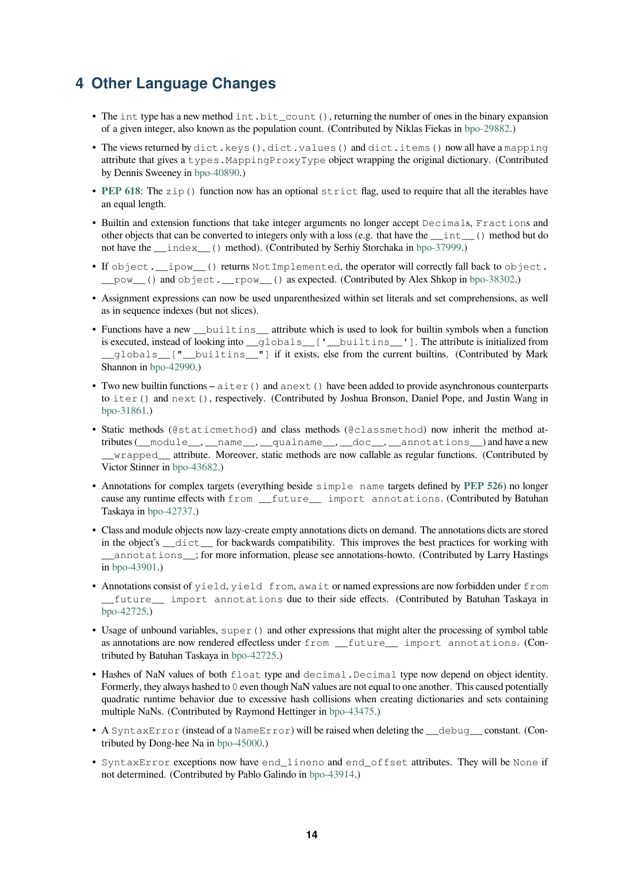# 4 Other Language Changes

- The `int` type has a new method `int.bit_count()`, returning the number of ones in the binary expansion of a given integer, also known as the population count. (Contributed by Niklas Fiekas in bpo-29882.)
- The views returned by `dict.keys()`, `dict.values()` and `dict.items()` now all have a `mapping` attribute that gives a `types.MappingProxyType` object wrapping the original dictionary. (Contributed by Dennis Sweeney in bpo-40890.)
- **PEP 618**: The `zip()` function now has an optional `strict` flag, used to require that all the iterables have an equal length.
- Builtin and extension functions that take integer arguments no longer accept `Decimal`s, `Fraction`s and other objects that can be converted to integers only with a loss (e.g. that have the `__int__()` method but do not have the `__index__()` method). (Contributed by Serhiy Storchaka in bpo-37999.)
- If `object.__ipow__()` returns `NotImplemented`, the operator will correctly fall back to `object.__pow__()` and `object.__rpow__()` as expected. (Contributed by Alex Shkop in bpo-38302.)
- Assignment expressions can now be used unparenthesized within set literals and set comprehensions, as well as in sequence indexes (but not slices).
- Functions have a new `__builtins__` attribute which is used to look for builtin symbols when a function is executed, instead of looking into `__globals__['__builtins__']`. The attribute is initialized from `__globals__["__builtins__"]` if it exists, else from the current builtins. (Contributed by Mark Shannon in bpo-42990.)
- Two new builtin functions – `aiter()` and `anext()` have been added to provide asynchronous counterparts to `iter()` and `next()`, respectively. (Contributed by Joshua Bronson, Daniel Pope, and Justin Wang in bpo-31861.)
- Static methods (`@staticmethod`) and class methods (`@classmethod`) now inherit the method attributes (`__module__`, `__name__`, `__qualname__`, `__doc__`, `__annotations__`) and have a new `__wrapped__` attribute. Moreover, static methods are now callable as regular functions. (Contributed by Victor Stinner in bpo-43682.)
- Annotations for complex targets (everything beside `simple name` targets defined by **PEP 526**) no longer cause any runtime effects with `from __future__ import annotations`. (Contributed by Batuhan Taskaya in bpo-42737.)
- Class and module objects now lazy-create empty annotations dicts on demand. The annotations dicts are stored in the object's `__dict__` for backwards compatibility. This improves the best practices for working with `__annotations__`; for more information, please see annotations-howto. (Contributed by Larry Hastings in bpo-43901.)
- Annotations consist of `yield`, `yield from`, `await` or named expressions are now forbidden under `from __future__ import annotations` due to their side effects. (Contributed by Batuhan Taskaya in bpo-42725.)
- Usage of unbound variables, `super()` and other expressions that might alter the processing of symbol table as annotations are now rendered effectless under `from __future__ import annotations`. (Contributed by Batuhan Taskaya in bpo-42725.)
- Hashes of NaN values of both `float` type and `decimal.Decimal` type now depend on object identity. Formerly, they always hashed to `0` even though NaN values are not equal to one another. This caused potentially quadratic runtime behavior due to excessive hash collisions when creating dictionaries and sets containing multiple NaNs. (Contributed by Raymond Hettinger in bpo-43475.)
- A `SyntaxError` (instead of a `NameError`) will be raised when deleting the `__debug__` constant. (Contributed by Dong-hee Na in bpo-45000.)
- `SyntaxError` exceptions now have `end_lineno` and `end_offset` attributes. They will be `None` if not determined. (Contributed by Pablo Galindo in bpo-43914.)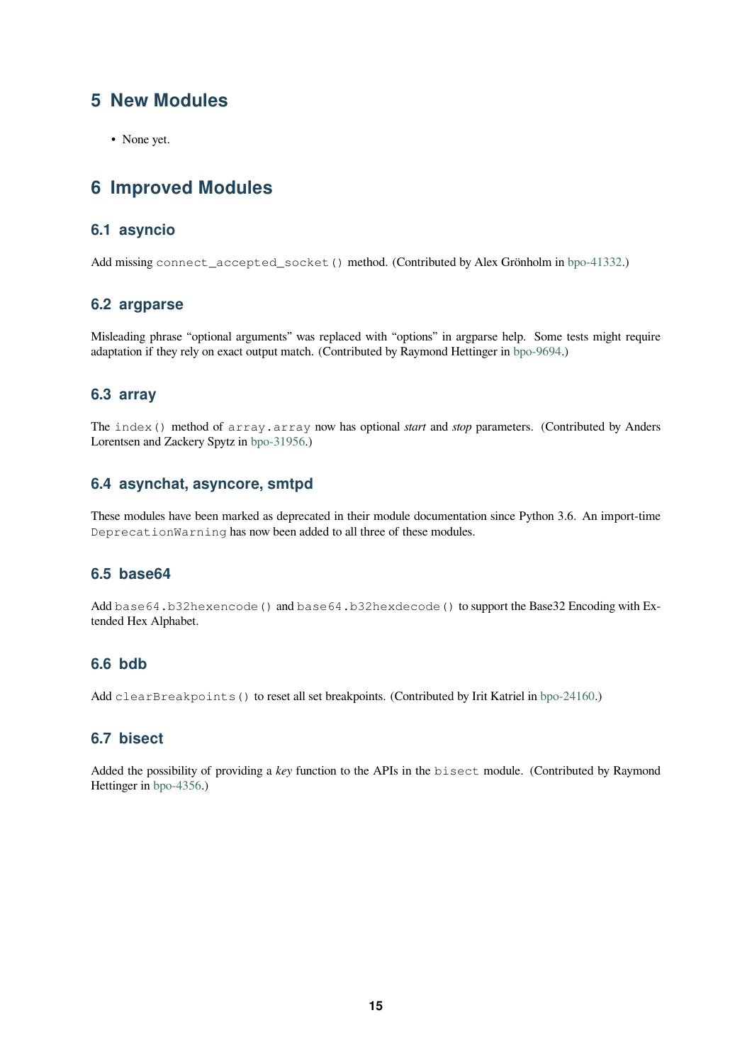# 5 New Modules

- None yet.

# 6 Improved Modules

## 6.1 asyncio

Add missing `connect_accepted_socket()` method. (Contributed by Alex Grönholm in bpo-41332.)

## 6.2 argparse

Misleading phrase "optional arguments" was replaced with "options" in argparse help. Some tests might require adaptation if they rely on exact output match. (Contributed by Raymond Hettinger in bpo-9694.)

## 6.3 array

The `index()` method of `array.array` now has optional *start* and *stop* parameters. (Contributed by Anders Lorentsen and Zackery Spytz in bpo-31956.)

## 6.4 asynchat, asyncore, smtpd

These modules have been marked as deprecated in their module documentation since Python 3.6. An import-time `DeprecationWarning` has now been added to all three of these modules.

## 6.5 base64

Add `base64.b32hexencode()` and `base64.b32hexdecode()` to support the Base32 Encoding with Extended Hex Alphabet.

## 6.6 bdb

Add `clearBreakpoints()` to reset all set breakpoints. (Contributed by Irit Katriel in bpo-24160.)

## 6.7 bisect

Added the possibility of providing a *key* function to the APIs in the `bisect` module. (Contributed by Raymond Hettinger in bpo-4356.)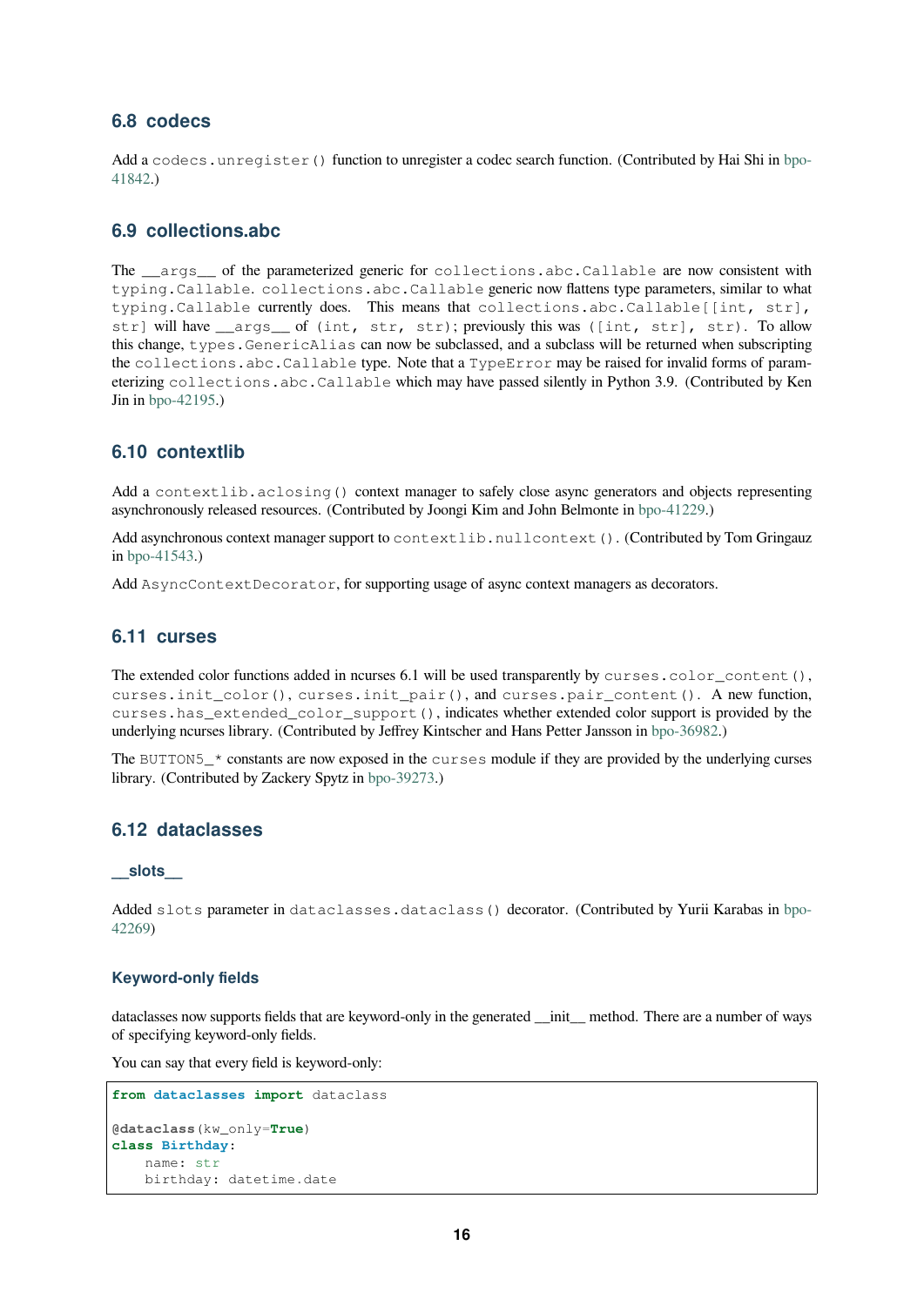## 6.8 codecs

Add a `codecs.unregister()` function to unregister a codec search function. (Contributed by Hai Shi in bpo-41842.)

## 6.9 collections.abc

The `__args__` of the parameterized generic for `collections.abc.Callable` are now consistent with `typing.Callable`. `collections.abc.Callable` generic now flattens type parameters, similar to what `typing.Callable` currently does. This means that `collections.abc.Callable[[int, str], str]` will have `__args__` of `(int, str, str)`; previously this was `([int, str], str)`. To allow this change, `types.GenericAlias` can now be subclassed, and a subclass will be returned when subscripting the `collections.abc.Callable` type. Note that a `TypeError` may be raised for invalid forms of parameterizing `collections.abc.Callable` which may have passed silently in Python 3.9. (Contributed by Ken Jin in bpo-42195.)

## 6.10 contextlib

Add a `contextlib.aclosing()` context manager to safely close async generators and objects representing asynchronously released resources. (Contributed by Joongi Kim and John Belmonte in bpo-41229.)

Add asynchronous context manager support to `contextlib.nullcontext()`. (Contributed by Tom Gringauz in bpo-41543.)

Add `AsyncContextDecorator`, for supporting usage of async context managers as decorators.

## 6.11 curses

The extended color functions added in ncurses 6.1 will be used transparently by `curses.color_content()`, `curses.init_color()`, `curses.init_pair()`, and `curses.pair_content()`. A new function, `curses.has_extended_color_support()`, indicates whether extended color support is provided by the underlying ncurses library. (Contributed by Jeffrey Kintscher and Hans Petter Jansson in bpo-36982.)

The `BUTTON5_*` constants are now exposed in the `curses` module if they are provided by the underlying curses library. (Contributed by Zackery Spytz in bpo-39273.)

## 6.12 dataclasses

### __slots__

Added `slots` parameter in `dataclasses.dataclass()` decorator. (Contributed by Yurii Karabas in bpo-42269)

### Keyword-only fields

dataclasses now supports fields that are keyword-only in the generated __init__ method. There are a number of ways of specifying keyword-only fields.

You can say that every field is keyword-only:

```
from dataclasses import dataclass

@dataclass(kw_only=True)
class Birthday:
    name: str
    birthday: datetime.date
```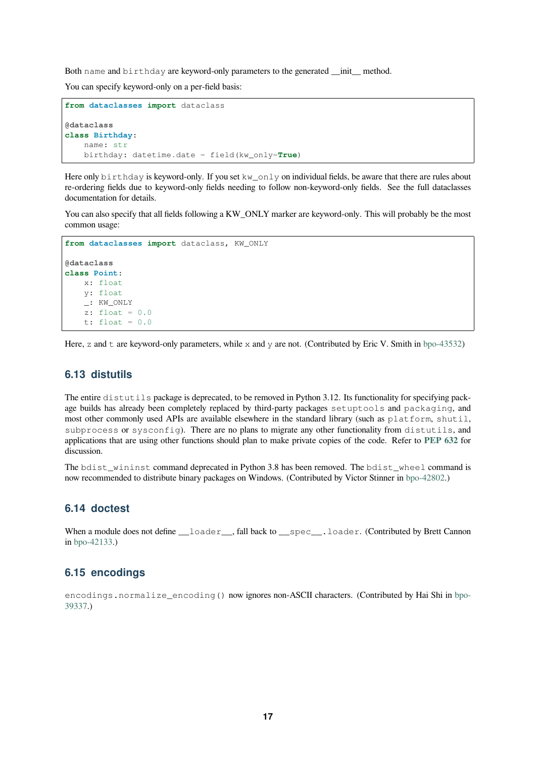Both `name` and `birthday` are keyword-only parameters to the generated __init__ method.

You can specify keyword-only on a per-field basis:

```
from dataclasses import dataclass

@dataclass
class Birthday:
    name: str
    birthday: datetime.date = field(kw_only=True)
```

Here only `birthday` is keyword-only. If you set `kw_only` on individual fields, be aware that there are rules about re-ordering fields due to keyword-only fields needing to follow non-keyword-only fields. See the full dataclasses documentation for details.

You can also specify that all fields following a KW_ONLY marker are keyword-only. This will probably be the most common usage:

```
from dataclasses import dataclass, KW_ONLY

@dataclass
class Point:
    x: float
    y: float
    _: KW_ONLY
    z: float = 0.0
    t: float = 0.0
```

Here, `z` and `t` are keyword-only parameters, while `x` and `y` are not. (Contributed by Eric V. Smith in bpo-43532)

## 6.13 distutils

The entire `distutils` package is deprecated, to be removed in Python 3.12. Its functionality for specifying package builds has already been completely replaced by third-party packages `setuptools` and `packaging`, and most other commonly used APIs are available elsewhere in the standard library (such as `platform`, `shutil`, `subprocess` or `sysconfig`). There are no plans to migrate any other functionality from `distutils`, and applications that are using other functions should plan to make private copies of the code. Refer to **PEP 632** for discussion.

The `bdist_wininst` command deprecated in Python 3.8 has been removed. The `bdist_wheel` command is now recommended to distribute binary packages on Windows. (Contributed by Victor Stinner in bpo-42802.)

## 6.14 doctest

When a module does not define `__loader__`, fall back to `__spec__.loader`. (Contributed by Brett Cannon in bpo-42133.)

## 6.15 encodings

`encodings.normalize_encoding()` now ignores non-ASCII characters. (Contributed by Hai Shi in bpo-39337.)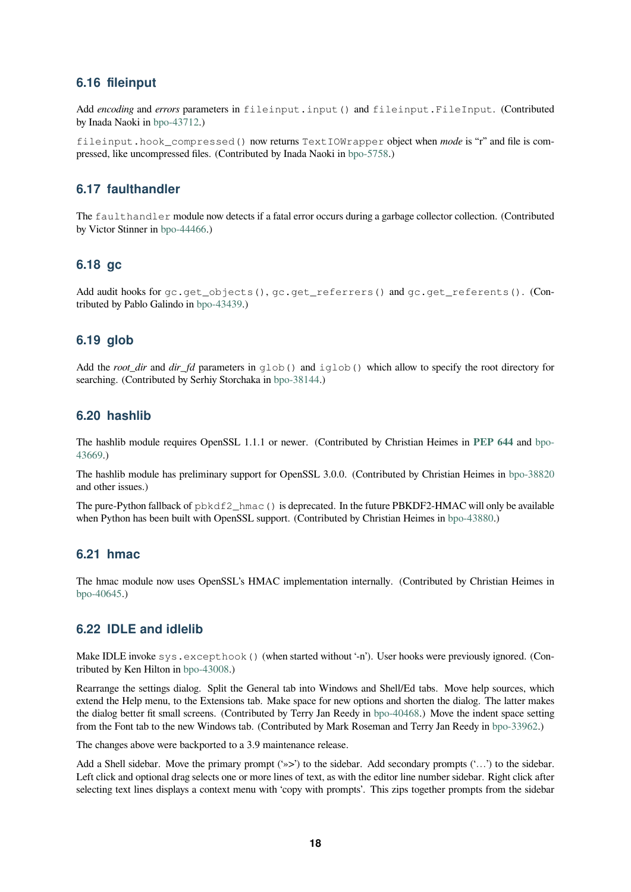### 6.16 fileinput

Add *encoding* and *errors* parameters in `fileinput.input()` and `fileinput.FileInput`. (Contributed by Inada Naoki in bpo-43712.)

`fileinput.hook_compressed()` now returns `TextIOWrapper` object when *mode* is "r" and file is compressed, like uncompressed files. (Contributed by Inada Naoki in bpo-5758.)

### 6.17 faulthandler

The `faulthandler` module now detects if a fatal error occurs during a garbage collector collection. (Contributed by Victor Stinner in bpo-44466.)

### 6.18 gc

Add audit hooks for `gc.get_objects()`, `gc.get_referrers()` and `gc.get_referents()`. (Contributed by Pablo Galindo in bpo-43439.)

### 6.19 glob

Add the *root_dir* and *dir_fd* parameters in `glob()` and `iglob()` which allow to specify the root directory for searching. (Contributed by Serhiy Storchaka in bpo-38144.)

### 6.20 hashlib

The hashlib module requires OpenSSL 1.1.1 or newer. (Contributed by Christian Heimes in **PEP 644** and bpo-43669.)

The hashlib module has preliminary support for OpenSSL 3.0.0. (Contributed by Christian Heimes in bpo-38820 and other issues.)

The pure-Python fallback of `pbkdf2_hmac()` is deprecated. In the future PBKDF2-HMAC will only be available when Python has been built with OpenSSL support. (Contributed by Christian Heimes in bpo-43880.)

### 6.21 hmac

The hmac module now uses OpenSSL's HMAC implementation internally. (Contributed by Christian Heimes in bpo-40645.)

### 6.22 IDLE and idlelib

Make IDLE invoke `sys.excepthook()` (when started without '-n'). User hooks were previously ignored. (Contributed by Ken Hilton in bpo-43008.)

Rearrange the settings dialog. Split the General tab into Windows and Shell/Ed tabs. Move help sources, which extend the Help menu, to the Extensions tab. Make space for new options and shorten the dialog. The latter makes the dialog better fit small screens. (Contributed by Terry Jan Reedy in bpo-40468.) Move the indent space setting from the Font tab to the new Windows tab. (Contributed by Mark Roseman and Terry Jan Reedy in bpo-33962.)

The changes above were backported to a 3.9 maintenance release.

Add a Shell sidebar. Move the primary prompt ('>>>') to the sidebar. Add secondary prompts ('...') to the sidebar. Left click and optional drag selects one or more lines of text, as with the editor line number sidebar. Right click after selecting text lines displays a context menu with 'copy with prompts'. This zips together prompts from the sidebar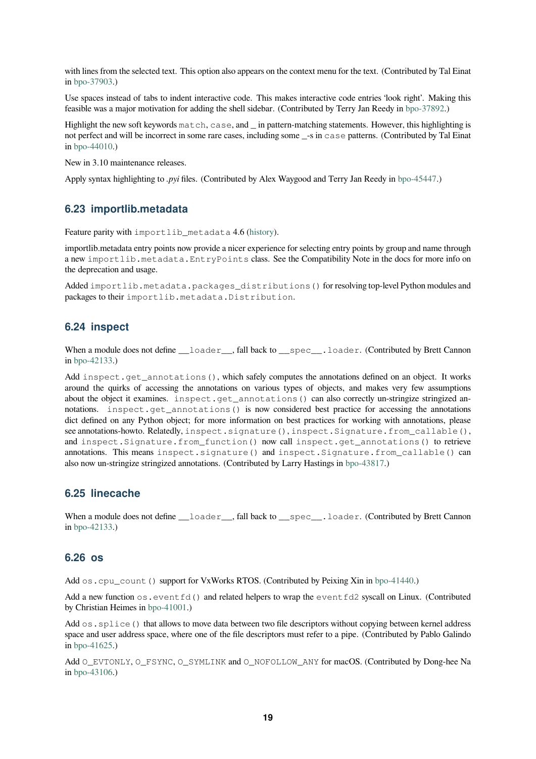with lines from the selected text. This option also appears on the context menu for the text. (Contributed by Tal Einat in bpo-37903.)

Use spaces instead of tabs to indent interactive code. This makes interactive code entries 'look right'. Making this feasible was a major motivation for adding the shell sidebar. (Contributed by Terry Jan Reedy in bpo-37892.)

Highlight the new soft keywords `match`, `case`, and _ in pattern-matching statements. However, this highlighting is not perfect and will be incorrect in some rare cases, including some _-s in `case` patterns. (Contributed by Tal Einat in bpo-44010.)

New in 3.10 maintenance releases.

Apply syntax highlighting to *.pyi* files. (Contributed by Alex Waygood and Terry Jan Reedy in bpo-45447.)

## 6.23 importlib.metadata

Feature parity with `importlib_metadata` 4.6 (history).

importlib.metadata entry points now provide a nicer experience for selecting entry points by group and name through a new `importlib.metadata.EntryPoints` class. See the Compatibility Note in the docs for more info on the deprecation and usage.

Added `importlib.metadata.packages_distributions()` for resolving top-level Python modules and packages to their `importlib.metadata.Distribution`.

## 6.24 inspect

When a module does not define `__loader__`, fall back to `__spec__.loader`. (Contributed by Brett Cannon in bpo-42133.)

Add `inspect.get_annotations()`, which safely computes the annotations defined on an object. It works around the quirks of accessing the annotations on various types of objects, and makes very few assumptions about the object it examines. `inspect.get_annotations()` can also correctly un-stringize stringized annotations. `inspect.get_annotations()` is now considered best practice for accessing the annotations dict defined on any Python object; for more information on best practices for working with annotations, please see annotations-howto. Relatedly, `inspect.signature()`, `inspect.Signature.from_callable()`, and `inspect.Signature.from_function()` now call `inspect.get_annotations()` to retrieve annotations. This means `inspect.signature()` and `inspect.Signature.from_callable()` can also now un-stringize stringized annotations. (Contributed by Larry Hastings in bpo-43817.)

## 6.25 linecache

When a module does not define `__loader__`, fall back to `__spec__.loader`. (Contributed by Brett Cannon in bpo-42133.)

## 6.26 os

Add `os.cpu_count()` support for VxWorks RTOS. (Contributed by Peixing Xin in bpo-41440.)

Add a new function `os.eventfd()` and related helpers to wrap the `eventfd2` syscall on Linux. (Contributed by Christian Heimes in bpo-41001.)

Add `os.splice()` that allows to move data between two file descriptors without copying between kernel address space and user address space, where one of the file descriptors must refer to a pipe. (Contributed by Pablo Galindo in bpo-41625.)

Add `O_EVTONLY`, `O_FSYNC`, `O_SYMLINK` and `O_NOFOLLOW_ANY` for macOS. (Contributed by Dong-hee Na in bpo-43106.)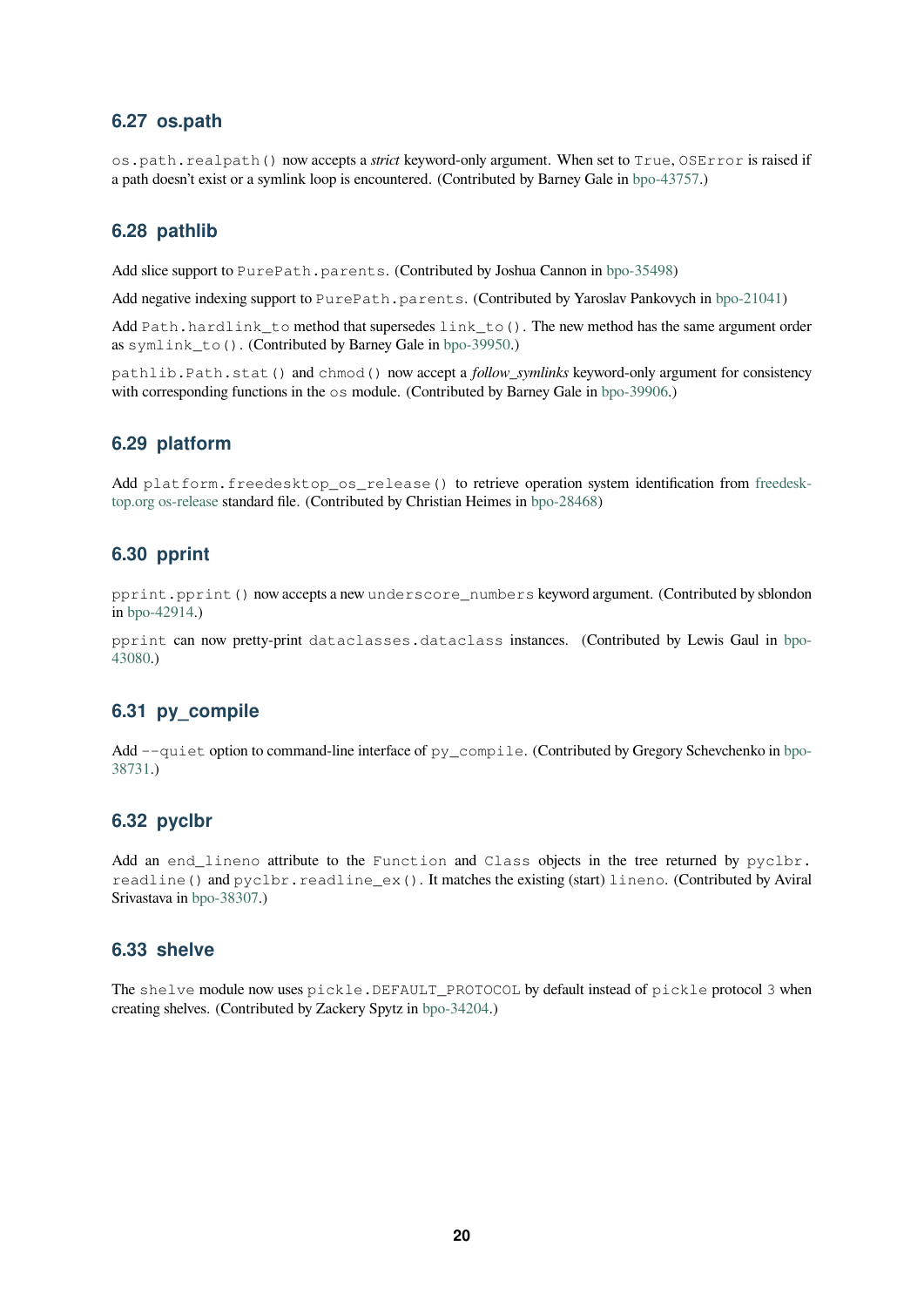### 6.27 os.path

`os.path.realpath()` now accepts a *strict* keyword-only argument. When set to `True`, `OSError` is raised if a path doesn't exist or a symlink loop is encountered. (Contributed by Barney Gale in bpo-43757.)

### 6.28 pathlib

Add slice support to `PurePath.parents`. (Contributed by Joshua Cannon in bpo-35498)

Add negative indexing support to `PurePath.parents`. (Contributed by Yaroslav Pankovych in bpo-21041)

Add `Path.hardlink_to` method that supersedes `link_to()`. The new method has the same argument order as `symlink_to()`. (Contributed by Barney Gale in bpo-39950.)

`pathlib.Path.stat()` and `chmod()` now accept a *follow_symlinks* keyword-only argument for consistency with corresponding functions in the `os` module. (Contributed by Barney Gale in bpo-39906.)

### 6.29 platform

Add `platform.freedesktop_os_release()` to retrieve operation system identification from freedesktop.org os-release standard file. (Contributed by Christian Heimes in bpo-28468)

### 6.30 pprint

`pprint.pprint()` now accepts a new `underscore_numbers` keyword argument. (Contributed by sblondon in bpo-42914.)

`pprint` can now pretty-print `dataclasses.dataclass` instances. (Contributed by Lewis Gaul in bpo-43080.)

### 6.31 py_compile

Add `--quiet` option to command-line interface of `py_compile`. (Contributed by Gregory Schevchenko in bpo-38731.)

### 6.32 pyclbr

Add an `end_lineno` attribute to the `Function` and `Class` objects in the tree returned by `pyclbr.readline()` and `pyclbr.readline_ex()`. It matches the existing (start) `lineno`. (Contributed by Aviral Srivastava in bpo-38307.)

### 6.33 shelve

The `shelve` module now uses `pickle.DEFAULT_PROTOCOL` by default instead of `pickle` protocol `3` when creating shelves. (Contributed by Zackery Spytz in bpo-34204.)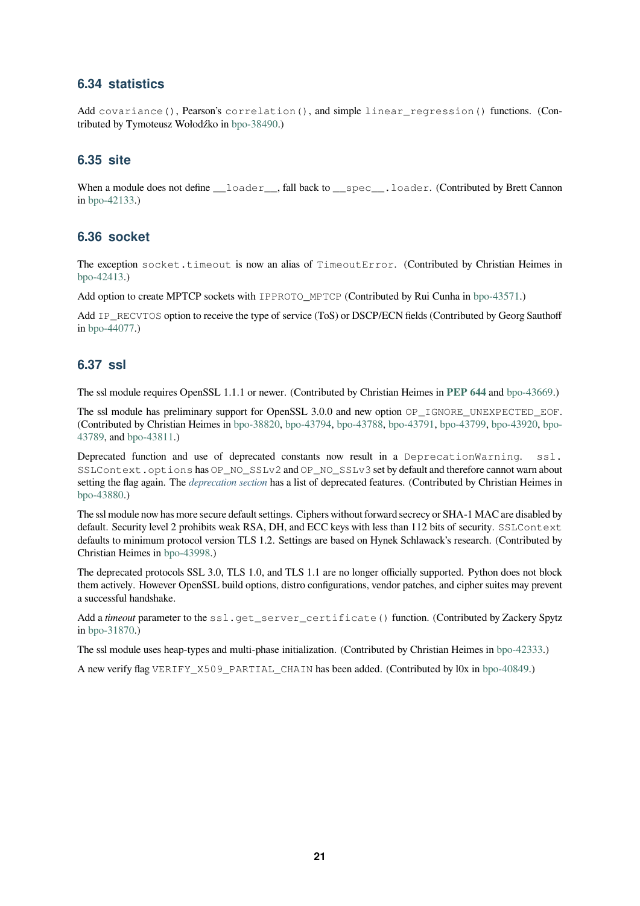## 6.34 statistics

Add `covariance()`, Pearson's `correlation()`, and simple `linear_regression()` functions. (Contributed by Tymoteusz Wołodźko in bpo-38490.)

## 6.35 site

When a module does not define `__loader__`, fall back to `__spec__.loader`. (Contributed by Brett Cannon in bpo-42133.)

## 6.36 socket

The exception `socket.timeout` is now an alias of `TimeoutError`. (Contributed by Christian Heimes in bpo-42413.)

Add option to create MPTCP sockets with `IPPROTO_MPTCP` (Contributed by Rui Cunha in bpo-43571.)

Add `IP_RECVTOS` option to receive the type of service (ToS) or DSCP/ECN fields (Contributed by Georg Sauthoff in bpo-44077.)

## 6.37 ssl

The ssl module requires OpenSSL 1.1.1 or newer. (Contributed by Christian Heimes in **PEP 644** and bpo-43669.)

The ssl module has preliminary support for OpenSSL 3.0.0 and new option `OP_IGNORE_UNEXPECTED_EOF`. (Contributed by Christian Heimes in bpo-38820, bpo-43794, bpo-43788, bpo-43791, bpo-43799, bpo-43920, bpo-43789, and bpo-43811.)

Deprecated function and use of deprecated constants now result in a `DeprecationWarning`. `ssl.SSLContext.options` has `OP_NO_SSLv2` and `OP_NO_SSLv3` set by default and therefore cannot warn about setting the flag again. The *deprecation section* has a list of deprecated features. (Contributed by Christian Heimes in bpo-43880.)

The ssl module now has more secure default settings. Ciphers without forward secrecy or SHA-1 MAC are disabled by default. Security level 2 prohibits weak RSA, DH, and ECC keys with less than 112 bits of security. `SSLContext` defaults to minimum protocol version TLS 1.2. Settings are based on Hynek Schlawack's research. (Contributed by Christian Heimes in bpo-43998.)

The deprecated protocols SSL 3.0, TLS 1.0, and TLS 1.1 are no longer officially supported. Python does not block them actively. However OpenSSL build options, distro configurations, vendor patches, and cipher suites may prevent a successful handshake.

Add a *timeout* parameter to the `ssl.get_server_certificate()` function. (Contributed by Zackery Spytz in bpo-31870.)

The ssl module uses heap-types and multi-phase initialization. (Contributed by Christian Heimes in bpo-42333.)

A new verify flag `VERIFY_X509_PARTIAL_CHAIN` has been added. (Contributed by l0x in bpo-40849.)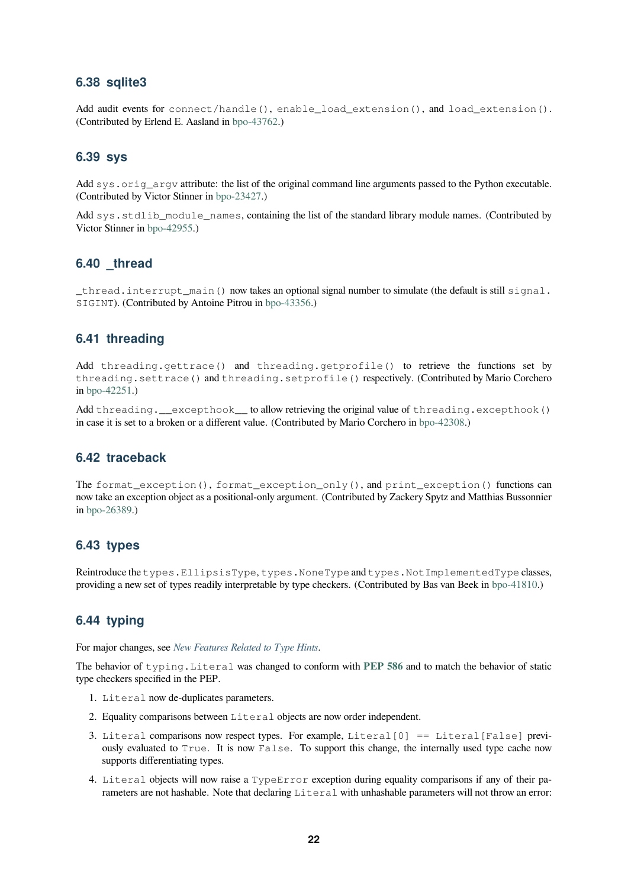## 6.38 sqlite3

Add audit events for `connect/handle()`, `enable_load_extension()`, and `load_extension()`. (Contributed by Erlend E. Aasland in bpo-43762.)

## 6.39 sys

Add `sys.orig_argv` attribute: the list of the original command line arguments passed to the Python executable. (Contributed by Victor Stinner in bpo-23427.)

Add `sys.stdlib_module_names`, containing the list of the standard library module names. (Contributed by Victor Stinner in bpo-42955.)

## 6.40 _thread

`_thread.interrupt_main()` now takes an optional signal number to simulate (the default is still `signal.SIGINT`). (Contributed by Antoine Pitrou in bpo-43356.)

## 6.41 threading

Add `threading.gettrace()` and `threading.getprofile()` to retrieve the functions set by `threading.settrace()` and `threading.setprofile()` respectively. (Contributed by Mario Corchero in bpo-42251.)

Add `threading.__excepthook__` to allow retrieving the original value of `threading.excepthook()` in case it is set to a broken or a different value. (Contributed by Mario Corchero in bpo-42308.)

## 6.42 traceback

The `format_exception()`, `format_exception_only()`, and `print_exception()` functions can now take an exception object as a positional-only argument. (Contributed by Zackery Spytz and Matthias Bussonnier in bpo-26389.)

## 6.43 types

Reintroduce the `types.EllipsisType`, `types.NoneType` and `types.NotImplementedType` classes, providing a new set of types readily interpretable by type checkers. (Contributed by Bas van Beek in bpo-41810.)

## 6.44 typing

For major changes, see *New Features Related to Type Hints*.

The behavior of `typing.Literal` was changed to conform with **PEP 586** and to match the behavior of static type checkers specified in the PEP.

1. `Literal` now de-duplicates parameters.
2. Equality comparisons between `Literal` objects are now order independent.
3. `Literal` comparisons now respect types. For example, `Literal[0] == Literal[False]` previously evaluated to `True`. It is now `False`. To support this change, the internally used type cache now supports differentiating types.
4. `Literal` objects will now raise a `TypeError` exception during equality comparisons if any of their parameters are not hashable. Note that declaring `Literal` with unhashable parameters will not throw an error: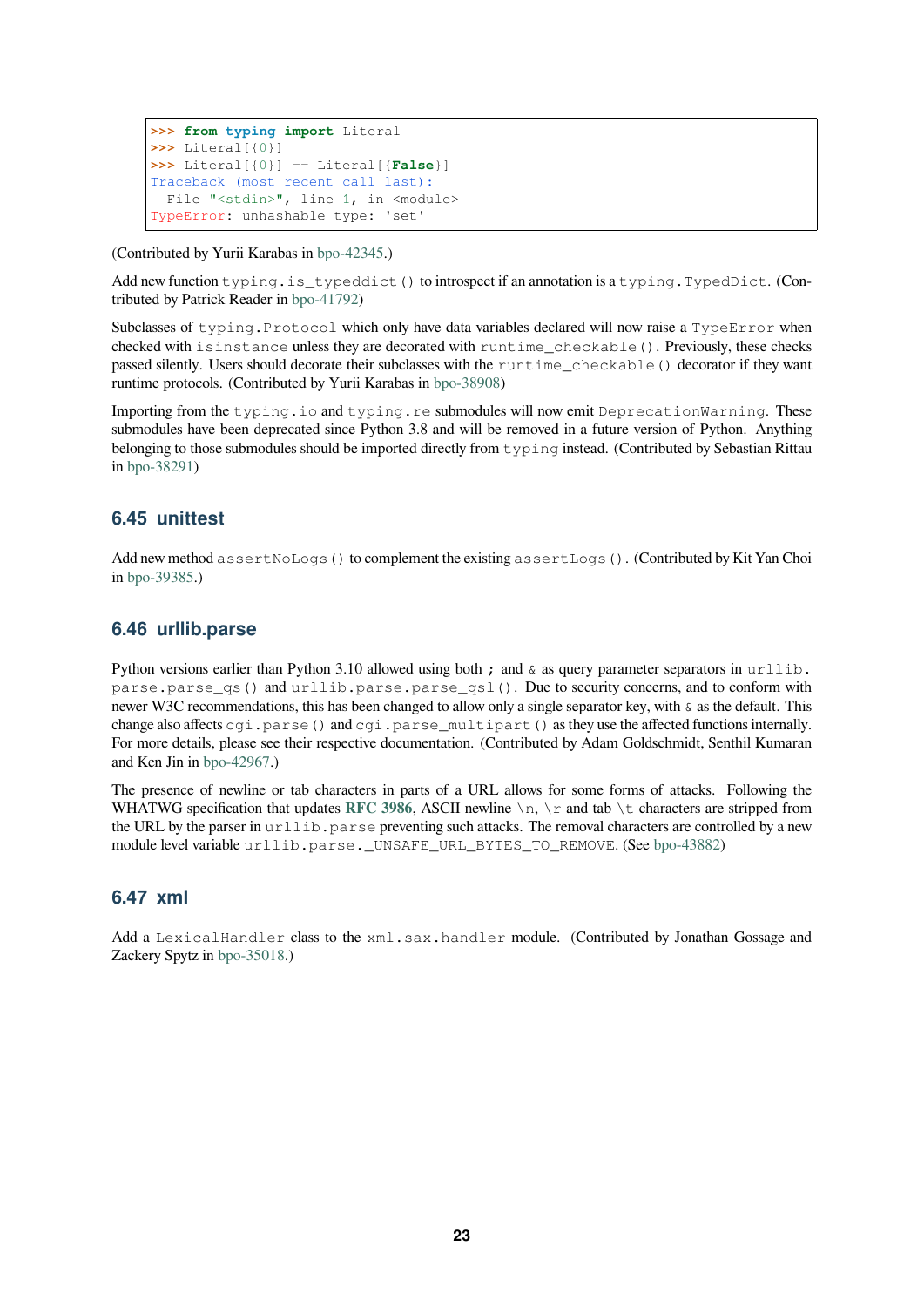```
>>> from typing import Literal
>>> Literal[{0}]
>>> Literal[{0}] == Literal[{False}]
Traceback (most recent call last):
  File "<stdin>", line 1, in <module>
TypeError: unhashable type: 'set'
```

(Contributed by Yurii Karabas in bpo-42345.)

Add new function `typing.is_typeddict()` to introspect if an annotation is a `typing.TypedDict`. (Contributed by Patrick Reader in bpo-41792)

Subclasses of `typing.Protocol` which only have data variables declared will now raise a `TypeError` when checked with `isinstance` unless they are decorated with `runtime_checkable()`. Previously, these checks passed silently. Users should decorate their subclasses with the `runtime_checkable()` decorator if they want runtime protocols. (Contributed by Yurii Karabas in bpo-38908)

Importing from the `typing.io` and `typing.re` submodules will now emit `DeprecationWarning`. These submodules have been deprecated since Python 3.8 and will be removed in a future version of Python. Anything belonging to those submodules should be imported directly from `typing` instead. (Contributed by Sebastian Rittau in bpo-38291)

## 6.45 unittest

Add new method `assertNoLogs()` to complement the existing `assertLogs()`. (Contributed by Kit Yan Choi in bpo-39385.)

## 6.46 urllib.parse

Python versions earlier than Python 3.10 allowed using both `;` and `&` as query parameter separators in `urllib.parse.parse_qs()` and `urllib.parse.parse_qsl()`. Due to security concerns, and to conform with newer W3C recommendations, this has been changed to allow only a single separator key, with `&` as the default. This change also affects `cgi.parse()` and `cgi.parse_multipart()` as they use the affected functions internally. For more details, please see their respective documentation. (Contributed by Adam Goldschmidt, Senthil Kumaran and Ken Jin in bpo-42967.)

The presence of newline or tab characters in parts of a URL allows for some forms of attacks. Following the WHATWG specification that updates **RFC 3986**, ASCII newline `\n`, `\r` and tab `\t` characters are stripped from the URL by the parser in `urllib.parse` preventing such attacks. The removal characters are controlled by a new module level variable `urllib.parse._UNSAFE_URL_BYTES_TO_REMOVE`. (See bpo-43882)

## 6.47 xml

Add a `LexicalHandler` class to the `xml.sax.handler` module. (Contributed by Jonathan Gossage and Zackery Spytz in bpo-35018.)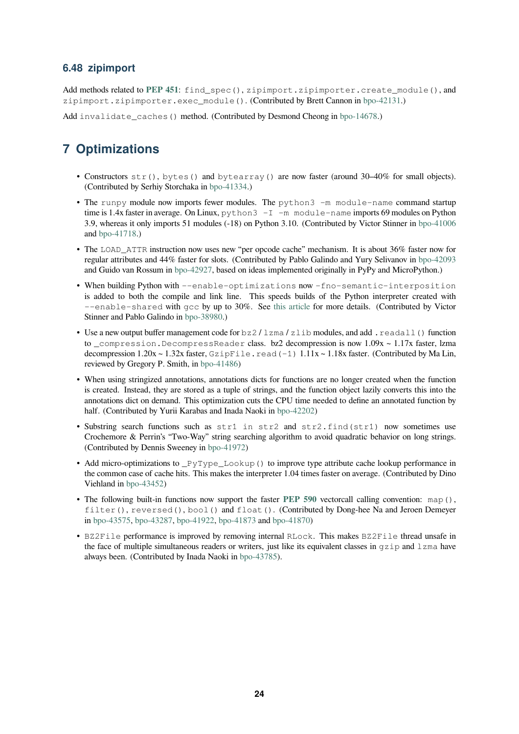### 6.48 zipimport

Add methods related to **PEP 451**: `find_spec()`, `zipimport.zipimporter.create_module()`, and `zipimport.zipimporter.exec_module()`. (Contributed by Brett Cannon in bpo-42131.)

Add `invalidate_caches()` method. (Contributed by Desmond Cheong in bpo-14678.)

## 7 Optimizations

- Constructors `str()`, `bytes()` and `bytearray()` are now faster (around 30–40% for small objects). (Contributed by Serhiy Storchaka in bpo-41334.)
- The `runpy` module now imports fewer modules. The `python3 -m module-name` command startup time is 1.4x faster in average. On Linux, `python3 -I -m module-name` imports 69 modules on Python 3.9, whereas it only imports 51 modules (-18) on Python 3.10. (Contributed by Victor Stinner in bpo-41006 and bpo-41718.)
- The `LOAD_ATTR` instruction now uses new "per opcode cache" mechanism. It is about 36% faster now for regular attributes and 44% faster for slots. (Contributed by Pablo Galindo and Yury Selivanov in bpo-42093 and Guido van Rossum in bpo-42927, based on ideas implemented originally in PyPy and MicroPython.)
- When building Python with `--enable-optimizations` now `-fno-semantic-interposition` is added to both the compile and link line. This speeds builds of the Python interpreter created with `--enable-shared` with `gcc` by up to 30%. See this article for more details. (Contributed by Victor Stinner and Pablo Galindo in bpo-38980.)
- Use a new output buffer management code for `bz2` / `lzma` / `zlib` modules, and add `.readall()` function to `_compression.DecompressReader` class. bz2 decompression is now 1.09x ~ 1.17x faster, lzma decompression 1.20x ~ 1.32x faster, `GzipFile.read(-1)` 1.11x ~ 1.18x faster. (Contributed by Ma Lin, reviewed by Gregory P. Smith, in bpo-41486)
- When using stringized annotations, annotations dicts for functions are no longer created when the function is created. Instead, they are stored as a tuple of strings, and the function object lazily converts this into the annotations dict on demand. This optimization cuts the CPU time needed to define an annotated function by half. (Contributed by Yurii Karabas and Inada Naoki in bpo-42202)
- Substring search functions such as `str1 in str2` and `str2.find(str1)` now sometimes use Crochemore & Perrin's "Two-Way" string searching algorithm to avoid quadratic behavior on long strings. (Contributed by Dennis Sweeney in bpo-41972)
- Add micro-optimizations to `_PyType_Lookup()` to improve type attribute cache lookup performance in the common case of cache hits. This makes the interpreter 1.04 times faster on average. (Contributed by Dino Viehland in bpo-43452)
- The following built-in functions now support the faster **PEP 590** vectorcall calling convention: `map()`, `filter()`, `reversed()`, `bool()` and `float()`. (Contributed by Dong-hee Na and Jeroen Demeyer in bpo-43575, bpo-43287, bpo-41922, bpo-41873 and bpo-41870)
- `BZ2File` performance is improved by removing internal `RLock`. This makes `BZ2File` thread unsafe in the face of multiple simultaneous readers or writers, just like its equivalent classes in `gzip` and `lzma` have always been. (Contributed by Inada Naoki in bpo-43785).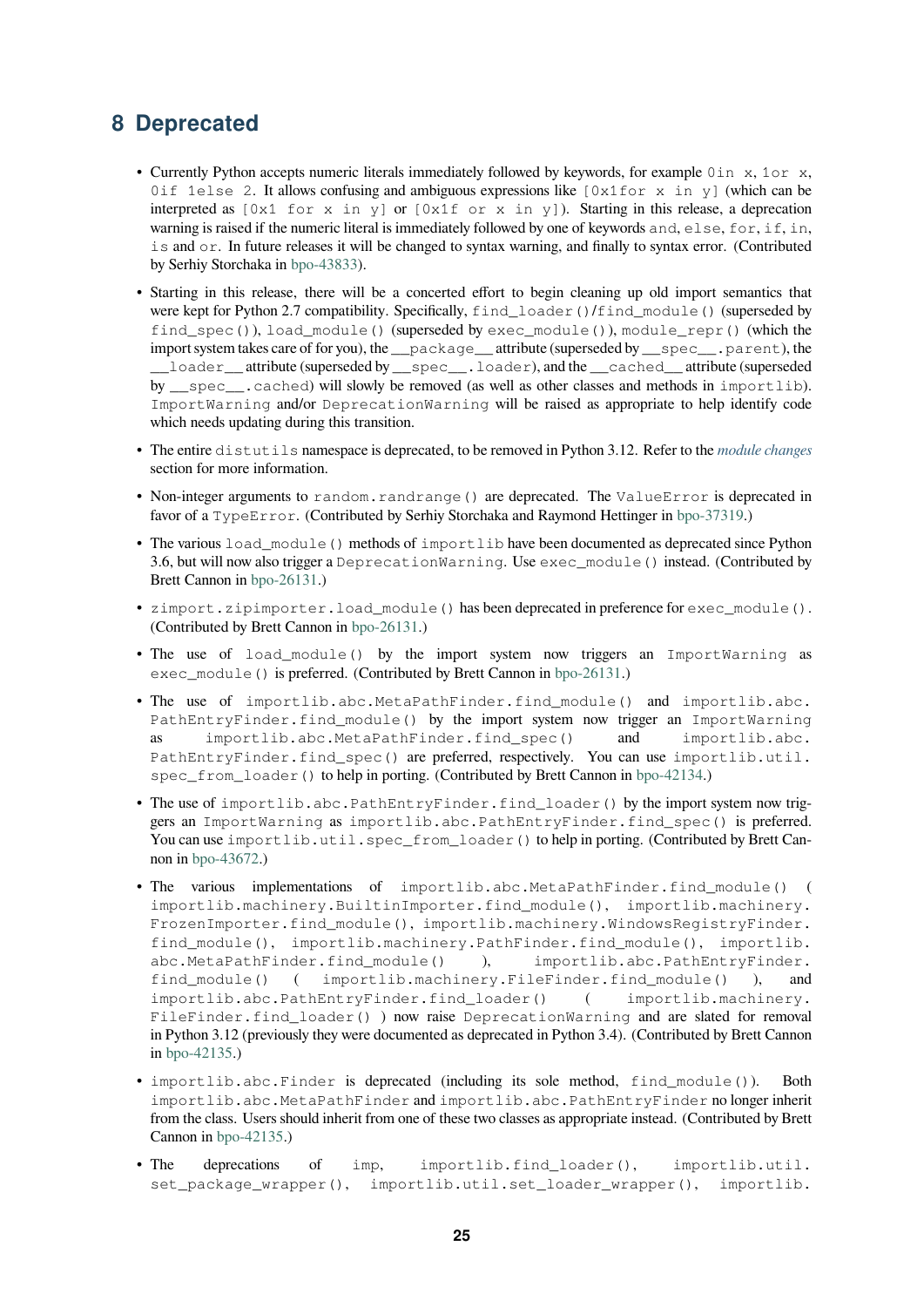## 8 Deprecated

- Currently Python accepts numeric literals immediately followed by keywords, for example `0in x`, `1or x`, `0if 1else 2`. It allows confusing and ambiguous expressions like `[0x1for x in y]` (which can be interpreted as `[0x1 for x in y]` or `[0x1f or x in y]`). Starting in this release, a deprecation warning is raised if the numeric literal is immediately followed by one of keywords `and`, `else`, `for`, `if`, `in`, `is` and `or`. In future releases it will be changed to syntax warning, and finally to syntax error. (Contributed by Serhiy Storchaka in bpo-43833).
- Starting in this release, there will be a concerted effort to begin cleaning up old import semantics that were kept for Python 2.7 compatibility. Specifically, `find_loader()`/`find_module()` (superseded by `find_spec()`), `load_module()` (superseded by `exec_module()`), `module_repr()` (which the import system takes care of for you), the `__package__` attribute (superseded by `__spec__.parent`), the `__loader__` attribute (superseded by `__spec__.loader`), and the `__cached__` attribute (superseded by `__spec__.cached`) will slowly be removed (as well as other classes and methods in `importlib`). `ImportWarning` and/or `DeprecationWarning` will be raised as appropriate to help identify code which needs updating during this transition.
- The entire `distutils` namespace is deprecated, to be removed in Python 3.12. Refer to the *module changes* section for more information.
- Non-integer arguments to `random.randrange()` are deprecated. The `ValueError` is deprecated in favor of a `TypeError`. (Contributed by Serhiy Storchaka and Raymond Hettinger in bpo-37319.)
- The various `load_module()` methods of `importlib` have been documented as deprecated since Python 3.6, but will now also trigger a `DeprecationWarning`. Use `exec_module()` instead. (Contributed by Brett Cannon in bpo-26131.)
- `zimport.zipimporter.load_module()` has been deprecated in preference for `exec_module()`. (Contributed by Brett Cannon in bpo-26131.)
- The use of `load_module()` by the import system now triggers an `ImportWarning` as `exec_module()` is preferred. (Contributed by Brett Cannon in bpo-26131.)
- The use of `importlib.abc.MetaPathFinder.find_module()` and `importlib.abc.PathEntryFinder.find_module()` by the import system now trigger an `ImportWarning` as `importlib.abc.MetaPathFinder.find_spec()` and `importlib.abc.PathEntryFinder.find_spec()` are preferred, respectively. You can use `importlib.util.spec_from_loader()` to help in porting. (Contributed by Brett Cannon in bpo-42134.)
- The use of `importlib.abc.PathEntryFinder.find_loader()` by the import system now triggers an `ImportWarning` as `importlib.abc.PathEntryFinder.find_spec()` is preferred. You can use `importlib.util.spec_from_loader()` to help in porting. (Contributed by Brett Cannon in bpo-43672.)
- The various implementations of `importlib.abc.MetaPathFinder.find_module()` ( `importlib.machinery.BuiltinImporter.find_module()`, `importlib.machinery.FrozenImporter.find_module()`, `importlib.machinery.WindowsRegistryFinder.find_module()`, `importlib.machinery.PathFinder.find_module()`, `importlib.abc.MetaPathFinder.find_module()` ), `importlib.abc.PathEntryFinder.find_module()` ( `importlib.machinery.FileFinder.find_module()` ), and `importlib.abc.PathEntryFinder.find_loader()` ( `importlib.machinery.FileFinder.find_loader()` ) now raise `DeprecationWarning` and are slated for removal in Python 3.12 (previously they were documented as deprecated in Python 3.4). (Contributed by Brett Cannon in bpo-42135.)
- `importlib.abc.Finder` is deprecated (including its sole method, `find_module()`). Both `importlib.abc.MetaPathFinder` and `importlib.abc.PathEntryFinder` no longer inherit from the class. Users should inherit from one of these two classes as appropriate instead. (Contributed by Brett Cannon in bpo-42135.)
- The deprecations of `imp`, `importlib.find_loader()`, `importlib.util.set_package_wrapper()`, `importlib.util.set_loader_wrapper()`, `importlib.`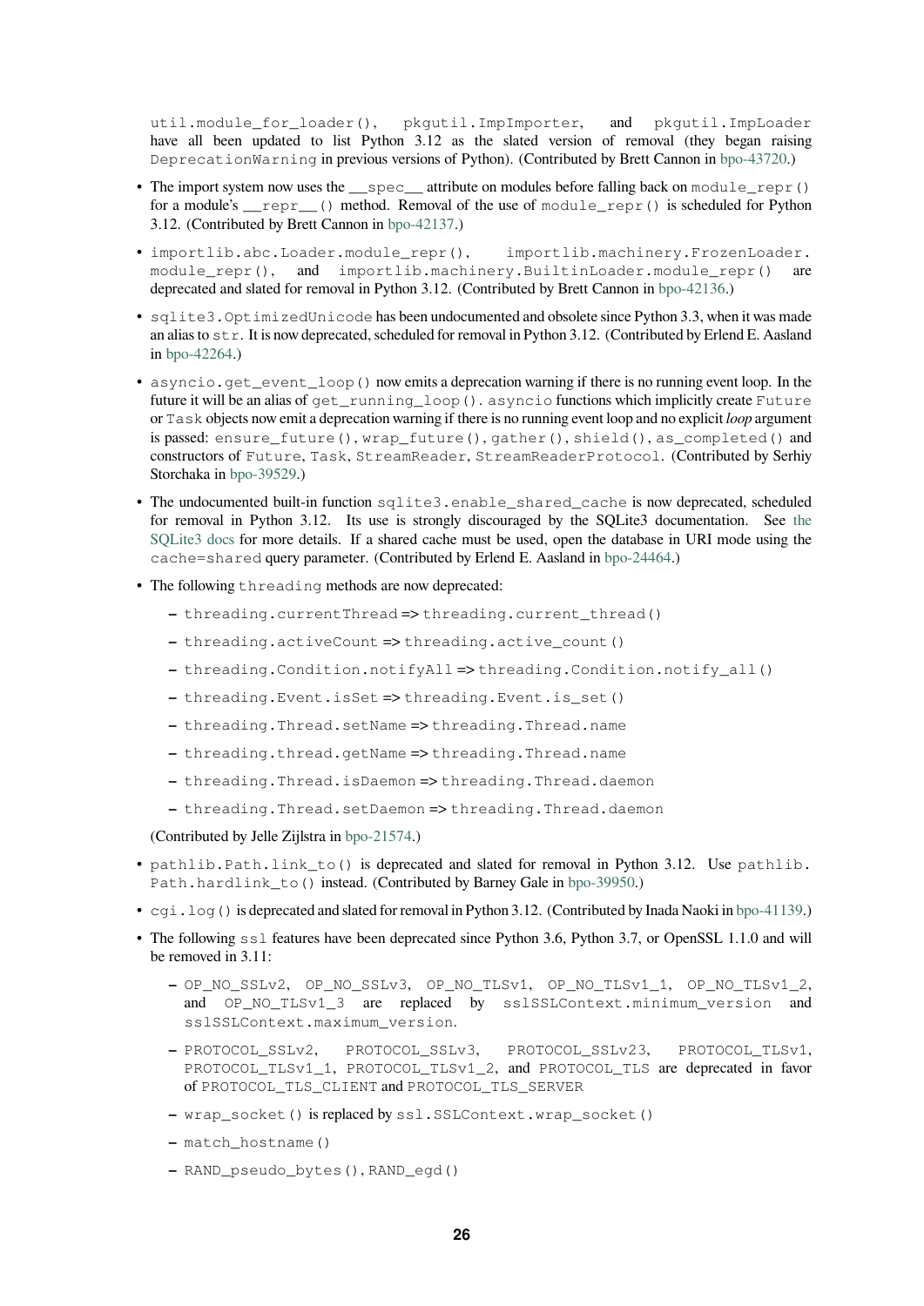util.module_for_loader(), pkgutil.ImpImporter, and pkgutil.ImpLoader have all been updated to list Python 3.12 as the slated version of removal (they began raising DeprecationWarning in previous versions of Python). (Contributed by Brett Cannon in bpo-43720.)

- The import system now uses the __spec__ attribute on modules before falling back on module_repr() for a module's __repr__() method. Removal of the use of module_repr() is scheduled for Python 3.12. (Contributed by Brett Cannon in bpo-42137.)
- importlib.abc.Loader.module_repr(), importlib.machinery.FrozenLoader.module_repr(), and importlib.machinery.BuiltinLoader.module_repr() are deprecated and slated for removal in Python 3.12. (Contributed by Brett Cannon in bpo-42136.)
- sqlite3.OptimizedUnicode has been undocumented and obsolete since Python 3.3, when it was made an alias to str. It is now deprecated, scheduled for removal in Python 3.12. (Contributed by Erlend E. Aasland in bpo-42264.)
- asyncio.get_event_loop() now emits a deprecation warning if there is no running event loop. In the future it will be an alias of get_running_loop(). asyncio functions which implicitly create Future or Task objects now emit a deprecation warning if there is no running event loop and no explicit *loop* argument is passed: ensure_future(), wrap_future(), gather(), shield(), as_completed() and constructors of Future, Task, StreamReader, StreamReaderProtocol. (Contributed by Serhiy Storchaka in bpo-39529.)
- The undocumented built-in function sqlite3.enable_shared_cache is now deprecated, scheduled for removal in Python 3.12. Its use is strongly discouraged by the SQLite3 documentation. See the SQLite3 docs for more details. If a shared cache must be used, open the database in URI mode using the cache=shared query parameter. (Contributed by Erlend E. Aasland in bpo-24464.)
- The following threading methods are now deprecated:
  - threading.currentThread => threading.current_thread()
  - threading.activeCount => threading.active_count()
  - threading.Condition.notifyAll => threading.Condition.notify_all()
  - threading.Event.isSet => threading.Event.is_set()
  - threading.Thread.setName => threading.Thread.name
  - threading.thread.getName => threading.Thread.name
  - threading.Thread.isDaemon => threading.Thread.daemon
  - threading.Thread.setDaemon => threading.Thread.daemon

  (Contributed by Jelle Zijlstra in bpo-21574.)
- pathlib.Path.link_to() is deprecated and slated for removal in Python 3.12. Use pathlib.Path.hardlink_to() instead. (Contributed by Barney Gale in bpo-39950.)
- cgi.log() is deprecated and slated for removal in Python 3.12. (Contributed by Inada Naoki in bpo-41139.)
- The following ssl features have been deprecated since Python 3.6, Python 3.7, or OpenSSL 1.1.0 and will be removed in 3.11:
  - OP_NO_SSLv2, OP_NO_SSLv3, OP_NO_TLSv1, OP_NO_TLSv1_1, OP_NO_TLSv1_2, and OP_NO_TLSv1_3 are replaced by sslSSLContext.minimum_version and sslSSLContext.maximum_version.
  - PROTOCOL_SSLv2, PROTOCOL_SSLv3, PROTOCOL_SSLv23, PROTOCOL_TLSv1, PROTOCOL_TLSv1_1, PROTOCOL_TLSv1_2, and PROTOCOL_TLS are deprecated in favor of PROTOCOL_TLS_CLIENT and PROTOCOL_TLS_SERVER
  - wrap_socket() is replaced by ssl.SSLContext.wrap_socket()
  - match_hostname()
  - RAND_pseudo_bytes(), RAND_egd()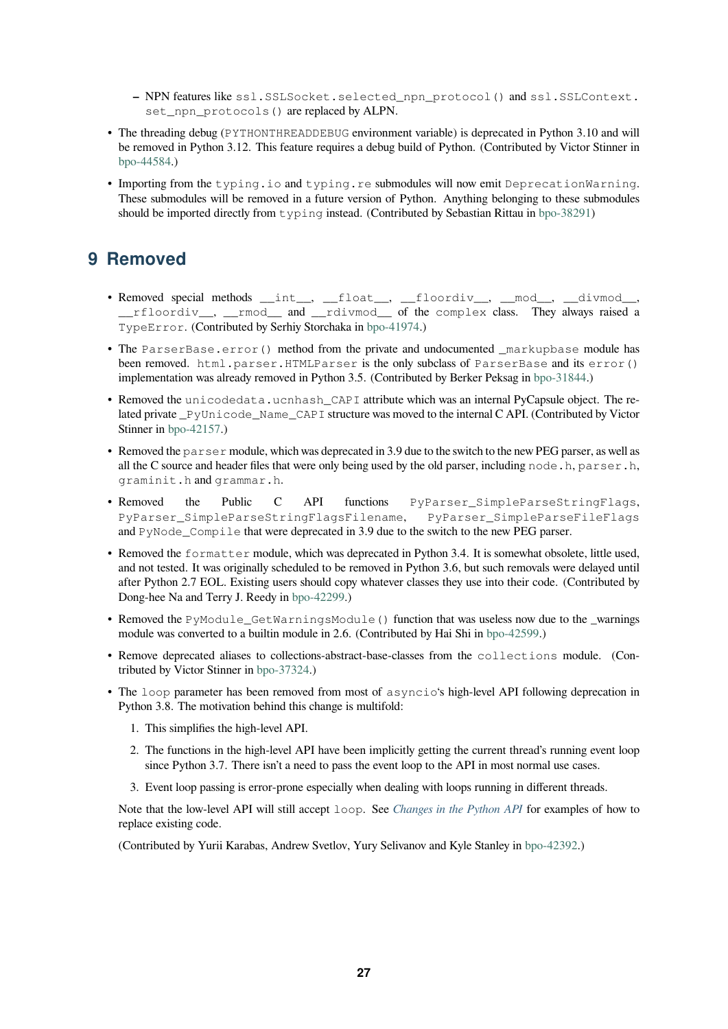- NPN features like `ssl.SSLSocket.selected_npn_protocol()` and `ssl.SSLContext.set_npn_protocols()` are replaced by ALPN.

- The threading debug (`PYTHONTHREADDEBUG` environment variable) is deprecated in Python 3.10 and will be removed in Python 3.12. This feature requires a debug build of Python. (Contributed by Victor Stinner in bpo-44584.)

- Importing from the `typing.io` and `typing.re` submodules will now emit `DeprecationWarning`. These submodules will be removed in a future version of Python. Anything belonging to these submodules should be imported directly from `typing` instead. (Contributed by Sebastian Rittau in bpo-38291)

# 9 Removed

- Removed special methods `__int__`, `__float__`, `__floordiv__`, `__mod__`, `__divmod__`, `__rfloordiv__`, `__rmod__` and `__rdivmod__` of the `complex` class. They always raised a `TypeError`. (Contributed by Serhiy Storchaka in bpo-41974.)

- The `ParserBase.error()` method from the private and undocumented `_markupbase` module has been removed. `html.parser.HTMLParser` is the only subclass of `ParserBase` and its `error()` implementation was already removed in Python 3.5. (Contributed by Berker Peksag in bpo-31844.)

- Removed the `unicodedata.ucnhash_CAPI` attribute which was an internal PyCapsule object. The related private `_PyUnicode_Name_CAPI` structure was moved to the internal C API. (Contributed by Victor Stinner in bpo-42157.)

- Removed the `parser` module, which was deprecated in 3.9 due to the switch to the new PEG parser, as well as all the C source and header files that were only being used by the old parser, including `node.h`, `parser.h`, `graminit.h` and `grammar.h`.

- Removed the Public C API functions `PyParser_SimpleParseStringFlags`, `PyParser_SimpleParseStringFlagsFilename`, `PyParser_SimpleParseFileFlags` and `PyNode_Compile` that were deprecated in 3.9 due to the switch to the new PEG parser.

- Removed the `formatter` module, which was deprecated in Python 3.4. It is somewhat obsolete, little used, and not tested. It was originally scheduled to be removed in Python 3.6, but such removals were delayed until after Python 2.7 EOL. Existing users should copy whatever classes they use into their code. (Contributed by Dong-hee Na and Terry J. Reedy in bpo-42299.)

- Removed the `PyModule_GetWarningsModule()` function that was useless now due to the _warnings module was converted to a builtin module in 2.6. (Contributed by Hai Shi in bpo-42599.)

- Remove deprecated aliases to collections-abstract-base-classes from the `collections` module. (Contributed by Victor Stinner in bpo-37324.)

- The `loop` parameter has been removed from most of `asyncio`'s high-level API following deprecation in Python 3.8. The motivation behind this change is multifold:

  1. This simplifies the high-level API.
  2. The functions in the high-level API have been implicitly getting the current thread's running event loop since Python 3.7. There isn't a need to pass the event loop to the API in most normal use cases.
  3. Event loop passing is error-prone especially when dealing with loops running in different threads.

  Note that the low-level API will still accept `loop`. See *Changes in the Python API* for examples of how to replace existing code.

  (Contributed by Yurii Karabas, Andrew Svetlov, Yury Selivanov and Kyle Stanley in bpo-42392.)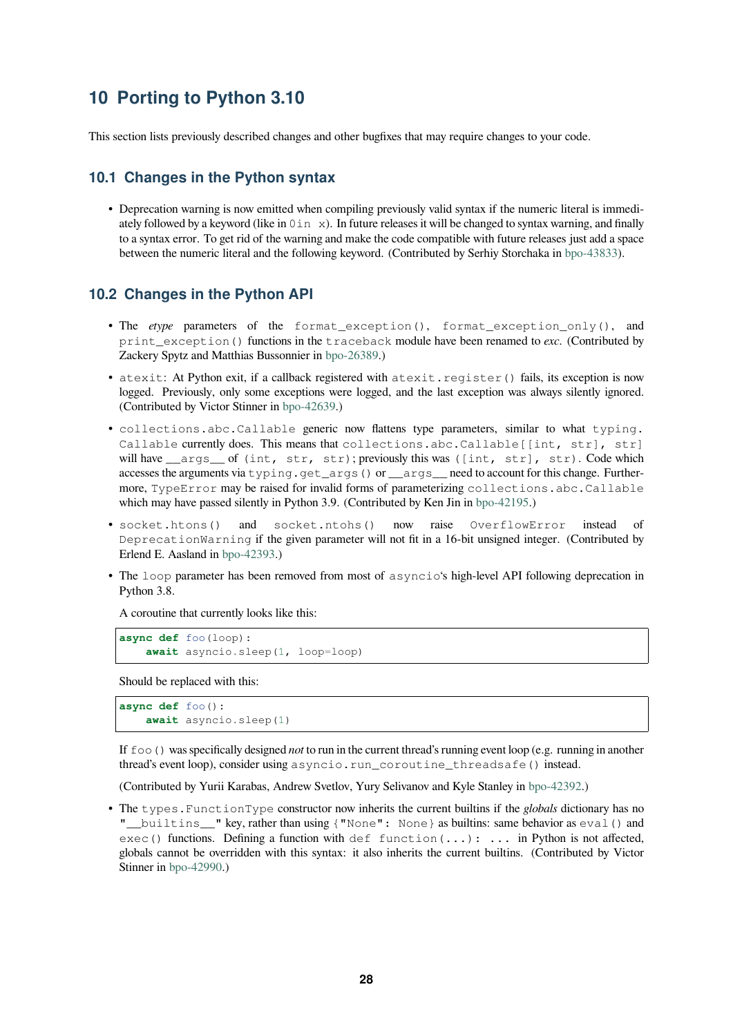# 10 Porting to Python 3.10

This section lists previously described changes and other bugfixes that may require changes to your code.

## 10.1 Changes in the Python syntax

- Deprecation warning is now emitted when compiling previously valid syntax if the numeric literal is immediately followed by a keyword (like in `0in x`). In future releases it will be changed to syntax warning, and finally to a syntax error. To get rid of the warning and make the code compatible with future releases just add a space between the numeric literal and the following keyword. (Contributed by Serhiy Storchaka in bpo-43833).

## 10.2 Changes in the Python API

- The *etype* parameters of the `format_exception()`, `format_exception_only()`, and `print_exception()` functions in the `traceback` module have been renamed to *exc*. (Contributed by Zackery Spytz and Matthias Bussonnier in bpo-26389.)
- `atexit`: At Python exit, if a callback registered with `atexit.register()` fails, its exception is now logged. Previously, only some exceptions were logged, and the last exception was always silently ignored. (Contributed by Victor Stinner in bpo-42639.)
- `collections.abc.Callable` generic now flattens type parameters, similar to what `typing.Callable` currently does. This means that `collections.abc.Callable[[int, str], str]` will have `__args__` of `(int, str, str)`; previously this was `([int, str], str)`. Code which accesses the arguments via `typing.get_args()` or `__args__` need to account for this change. Furthermore, `TypeError` may be raised for invalid forms of parameterizing `collections.abc.Callable` which may have passed silently in Python 3.9. (Contributed by Ken Jin in bpo-42195.)
- `socket.htons()` and `socket.ntohs()` now raise `OverflowError` instead of `DeprecationWarning` if the given parameter will not fit in a 16-bit unsigned integer. (Contributed by Erlend E. Aasland in bpo-42393.)
- The `loop` parameter has been removed from most of `asyncio`'s high-level API following deprecation in Python 3.8.

  A coroutine that currently looks like this:

  ```
  async def foo(loop):
      await asyncio.sleep(1, loop=loop)
  ```

  Should be replaced with this:

  ```
  async def foo():
      await asyncio.sleep(1)
  ```

  If `foo()` was specifically designed *not* to run in the current thread's running event loop (e.g. running in another thread's event loop), consider using `asyncio.run_coroutine_threadsafe()` instead.

  (Contributed by Yurii Karabas, Andrew Svetlov, Yury Selivanov and Kyle Stanley in bpo-42392.)
- The `types.FunctionType` constructor now inherits the current builtins if the *globals* dictionary has no `"__builtins__"` key, rather than using `{"None": None}` as builtins: same behavior as `eval()` and `exec()` functions. Defining a function with `def function(...): ...` in Python is not affected, globals cannot be overridden with this syntax: it also inherits the current builtins. (Contributed by Victor Stinner in bpo-42990.)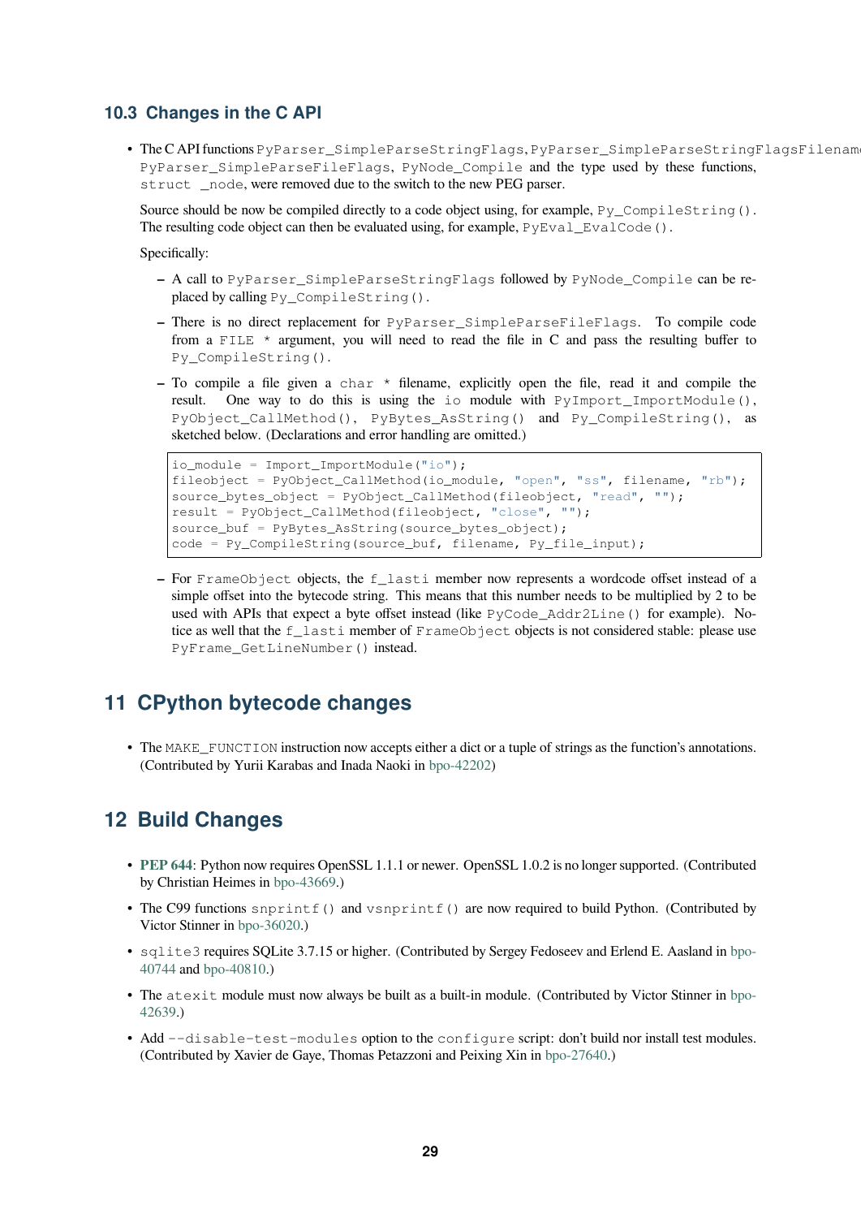### 10.3 Changes in the C API

- The C API functions `PyParser_SimpleParseStringFlags`, `PyParser_SimpleParseStringFlagsFilename`, `PyParser_SimpleParseFileFlags`, `PyNode_Compile` and the type used by these functions, `struct _node`, were removed due to the switch to the new PEG parser.

  Source should be now be compiled directly to a code object using, for example, `Py_CompileString()`. The resulting code object can then be evaluated using, for example, `PyEval_EvalCode()`.

  Specifically:

  – A call to `PyParser_SimpleParseStringFlags` followed by `PyNode_Compile` can be replaced by calling `Py_CompileString()`.

  – There is no direct replacement for `PyParser_SimpleParseFileFlags`. To compile code from a `FILE *` argument, you will need to read the file in C and pass the resulting buffer to `Py_CompileString()`.

  – To compile a file given a `char *` filename, explicitly open the file, read it and compile the result. One way to do this is using the `io` module with `PyImport_ImportModule()`, `PyObject_CallMethod()`, `PyBytes_AsString()` and `Py_CompileString()`, as sketched below. (Declarations and error handling are omitted.)

```
io_module = Import_ImportModule("io");
fileobject = PyObject_CallMethod(io_module, "open", "ss", filename, "rb");
source_bytes_object = PyObject_CallMethod(fileobject, "read", "");
result = PyObject_CallMethod(fileobject, "close", "");
source_buf = PyBytes_AsString(source_bytes_object);
code = Py_CompileString(source_buf, filename, Py_file_input);
```

  – For `FrameObject` objects, the `f_lasti` member now represents a wordcode offset instead of a simple offset into the bytecode string. This means that this number needs to be multiplied by 2 to be used with APIs that expect a byte offset instead (like `PyCode_Addr2Line()` for example). Notice as well that the `f_lasti` member of `FrameObject` objects is not considered stable: please use `PyFrame_GetLineNumber()` instead.

## 11 CPython bytecode changes

- The `MAKE_FUNCTION` instruction now accepts either a dict or a tuple of strings as the function's annotations. (Contributed by Yurii Karabas and Inada Naoki in bpo-42202)

## 12 Build Changes

- **PEP 644**: Python now requires OpenSSL 1.1.1 or newer. OpenSSL 1.0.2 is no longer supported. (Contributed by Christian Heimes in bpo-43669.)
- The C99 functions `snprintf()` and `vsnprintf()` are now required to build Python. (Contributed by Victor Stinner in bpo-36020.)
- `sqlite3` requires SQLite 3.7.15 or higher. (Contributed by Sergey Fedoseev and Erlend E. Aasland in bpo-40744 and bpo-40810.)
- The `atexit` module must now always be built as a built-in module. (Contributed by Victor Stinner in bpo-42639.)
- Add `--disable-test-modules` option to the `configure` script: don't build nor install test modules. (Contributed by Xavier de Gaye, Thomas Petazzoni and Peixing Xin in bpo-27640.)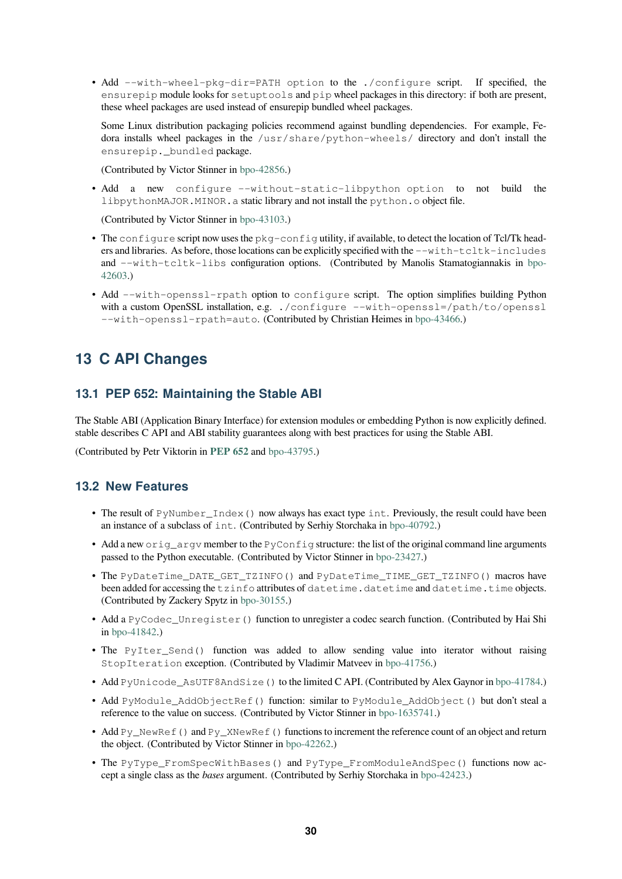- Add `--with-wheel-pkg-dir=PATH option` to the `./configure` script. If specified, the `ensurepip` module looks for `setuptools` and `pip` wheel packages in this directory: if both are present, these wheel packages are used instead of ensurepip bundled wheel packages.

  Some Linux distribution packaging policies recommend against bundling dependencies. For example, Fedora installs wheel packages in the `/usr/share/python-wheels/` directory and don't install the `ensurepip._bundled` package.

  (Contributed by Victor Stinner in bpo-42856.)

- Add a new `configure --without-static-libpython option` to not build the `libpythonMAJOR.MINOR.a` static library and not install the `python.o` object file.

  (Contributed by Victor Stinner in bpo-43103.)

- The `configure` script now uses the `pkg-config` utility, if available, to detect the location of Tcl/Tk headers and libraries. As before, those locations can be explicitly specified with the `--with-tcltk-includes` and `--with-tcltk-libs` configuration options. (Contributed by Manolis Stamatogiannakis in bpo-42603.)

- Add `--with-openssl-rpath` option to `configure` script. The option simplifies building Python with a custom OpenSSL installation, e.g. `./configure --with-openssl=/path/to/openssl --with-openssl-rpath=auto`. (Contributed by Christian Heimes in bpo-43466.)

# 13 C API Changes

## 13.1 PEP 652: Maintaining the Stable ABI

The Stable ABI (Application Binary Interface) for extension modules or embedding Python is now explicitly defined. stable describes C API and ABI stability guarantees along with best practices for using the Stable ABI.

(Contributed by Petr Viktorin in **PEP 652** and bpo-43795.)

## 13.2 New Features

- The result of `PyNumber_Index()` now always has exact type `int`. Previously, the result could have been an instance of a subclass of `int`. (Contributed by Serhiy Storchaka in bpo-40792.)
- Add a new `orig_argv` member to the `PyConfig` structure: the list of the original command line arguments passed to the Python executable. (Contributed by Victor Stinner in bpo-23427.)
- The `PyDateTime_DATE_GET_TZINFO()` and `PyDateTime_TIME_GET_TZINFO()` macros have been added for accessing the `tzinfo` attributes of `datetime.datetime` and `datetime.time` objects. (Contributed by Zackery Spytz in bpo-30155.)
- Add a `PyCodec_Unregister()` function to unregister a codec search function. (Contributed by Hai Shi in bpo-41842.)
- The `PyIter_Send()` function was added to allow sending value into iterator without raising `StopIteration` exception. (Contributed by Vladimir Matveev in bpo-41756.)
- Add `PyUnicode_AsUTF8AndSize()` to the limited C API. (Contributed by Alex Gaynor in bpo-41784.)
- Add `PyModule_AddObjectRef()` function: similar to `PyModule_AddObject()` but don't steal a reference to the value on success. (Contributed by Victor Stinner in bpo-1635741.)
- Add `Py_NewRef()` and `Py_XNewRef()` functions to increment the reference count of an object and return the object. (Contributed by Victor Stinner in bpo-42262.)
- The `PyType_FromSpecWithBases()` and `PyType_FromModuleAndSpec()` functions now accept a single class as the *bases* argument. (Contributed by Serhiy Storchaka in bpo-42423.)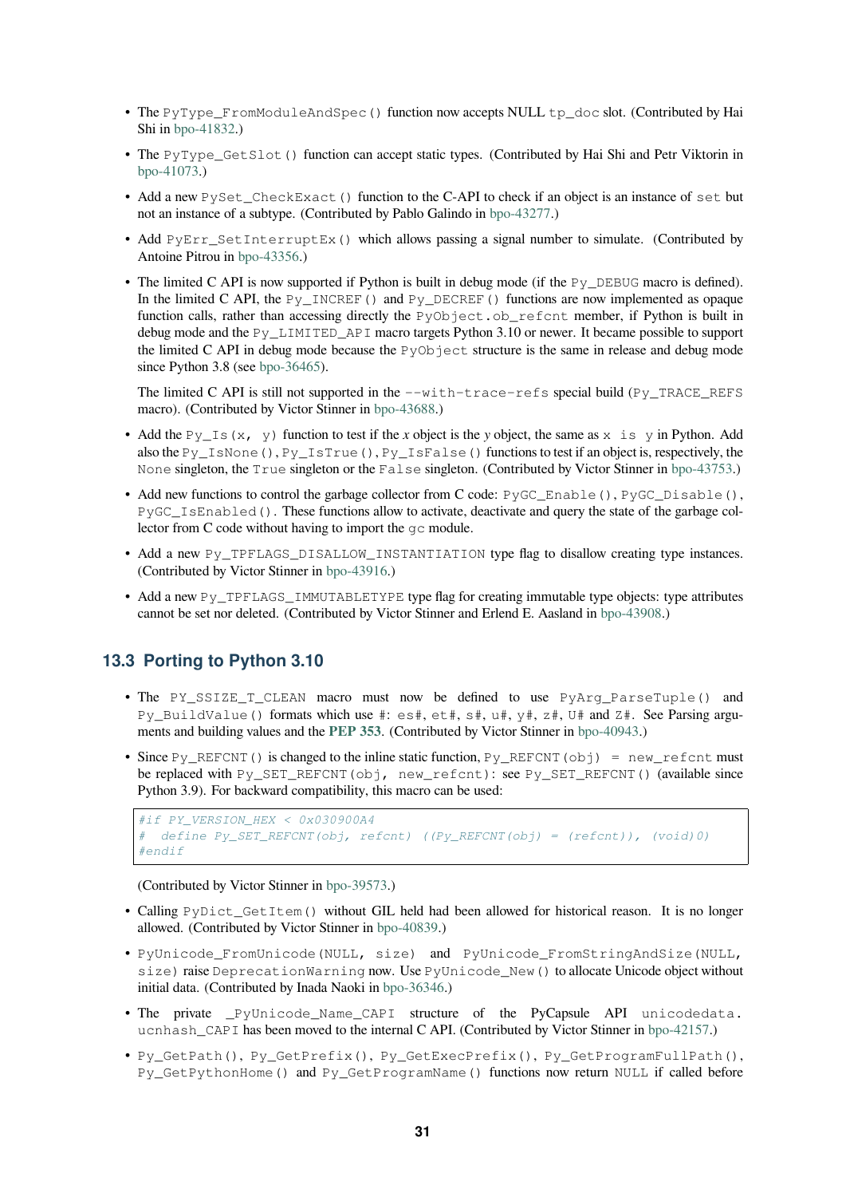- The `PyType_FromModuleAndSpec()` function now accepts NULL `tp_doc` slot. (Contributed by Hai Shi in bpo-41832.)
- The `PyType_GetSlot()` function can accept static types. (Contributed by Hai Shi and Petr Viktorin in bpo-41073.)
- Add a new `PySet_CheckExact()` function to the C-API to check if an object is an instance of `set` but not an instance of a subtype. (Contributed by Pablo Galindo in bpo-43277.)
- Add `PyErr_SetInterruptEx()` which allows passing a signal number to simulate. (Contributed by Antoine Pitrou in bpo-43356.)
- The limited C API is now supported if Python is built in debug mode (if the `Py_DEBUG` macro is defined). In the limited C API, the `Py_INCREF()` and `Py_DECREF()` functions are now implemented as opaque function calls, rather than accessing directly the `PyObject.ob_refcnt` member, if Python is built in debug mode and the `Py_LIMITED_API` macro targets Python 3.10 or newer. It became possible to support the limited C API in debug mode because the `PyObject` structure is the same in release and debug mode since Python 3.8 (see bpo-36465).

  The limited C API is still not supported in the `--with-trace-refs` special build (`Py_TRACE_REFS` macro). (Contributed by Victor Stinner in bpo-43688.)
- Add the `Py_Is(x, y)` function to test if the *x* object is the *y* object, the same as `x is y` in Python. Add also the `Py_IsNone()`, `Py_IsTrue()`, `Py_IsFalse()` functions to test if an object is, respectively, the `None` singleton, the `True` singleton or the `False` singleton. (Contributed by Victor Stinner in bpo-43753.)
- Add new functions to control the garbage collector from C code: `PyGC_Enable()`, `PyGC_Disable()`, `PyGC_IsEnabled()`. These functions allow to activate, deactivate and query the state of the garbage collector from C code without having to import the `gc` module.
- Add a new `Py_TPFLAGS_DISALLOW_INSTANTIATION` type flag to disallow creating type instances. (Contributed by Victor Stinner in bpo-43916.)
- Add a new `Py_TPFLAGS_IMMUTABLETYPE` type flag for creating immutable type objects: type attributes cannot be set nor deleted. (Contributed by Victor Stinner and Erlend E. Aasland in bpo-43908.)

## 13.3 Porting to Python 3.10

- The `PY_SSIZE_T_CLEAN` macro must now be defined to use `PyArg_ParseTuple()` and `Py_BuildValue()` formats which use `#`: `es#`, `et#`, `s#`, `u#`, `y#`, `z#`, `U#` and `Z#`. See Parsing arguments and building values and the **PEP 353**. (Contributed by Victor Stinner in bpo-40943.)
- Since `Py_REFCNT()` is changed to the inline static function, `Py_REFCNT(obj) = new_refcnt` must be replaced with `Py_SET_REFCNT(obj, new_refcnt)`: see `Py_SET_REFCNT()` (available since Python 3.9). For backward compatibility, this macro can be used:

```
#if PY_VERSION_HEX < 0x030900A4
#  define Py_SET_REFCNT(obj, refcnt) ((Py_REFCNT(obj) = (refcnt)), (void)0)
#endif
```

  (Contributed by Victor Stinner in bpo-39573.)
- Calling `PyDict_GetItem()` without GIL held had been allowed for historical reason. It is no longer allowed. (Contributed by Victor Stinner in bpo-40839.)
- `PyUnicode_FromUnicode(NULL, size)` and `PyUnicode_FromStringAndSize(NULL, size)` raise `DeprecationWarning` now. Use `PyUnicode_New()` to allocate Unicode object without initial data. (Contributed by Inada Naoki in bpo-36346.)
- The private `_PyUnicode_Name_CAPI` structure of the PyCapsule API `unicodedata.ucnhash_CAPI` has been moved to the internal C API. (Contributed by Victor Stinner in bpo-42157.)
- `Py_GetPath()`, `Py_GetPrefix()`, `Py_GetExecPrefix()`, `Py_GetProgramFullPath()`, `Py_GetPythonHome()` and `Py_GetProgramName()` functions now return `NULL` if called before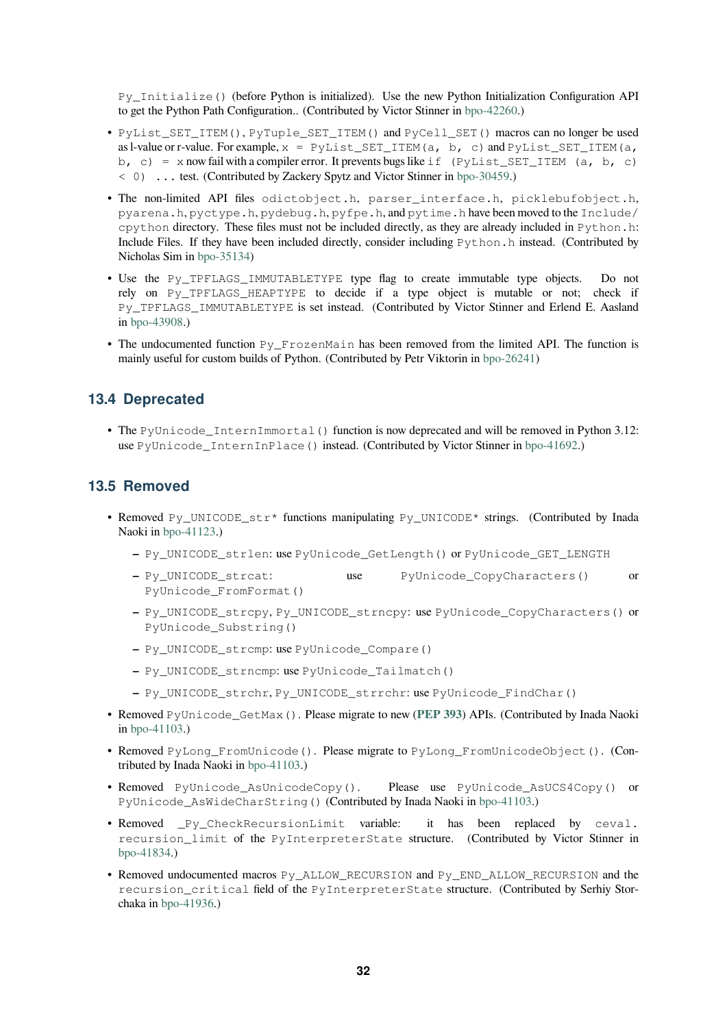Py_Initialize() (before Python is initialized). Use the new Python Initialization Configuration API to get the Python Path Configuration.. (Contributed by Victor Stinner in bpo-42260.)

- PyList_SET_ITEM(), PyTuple_SET_ITEM() and PyCell_SET() macros can no longer be used as l-value or r-value. For example, x = PyList_SET_ITEM(a, b, c) and PyList_SET_ITEM(a, b, c) = x now fail with a compiler error. It prevents bugs like if (PyList_SET_ITEM (a, b, c) < 0) ... test. (Contributed by Zackery Spytz and Victor Stinner in bpo-30459.)
- The non-limited API files odictobject.h, parser_interface.h, picklebufobject.h, pyarena.h, pyctype.h, pydebug.h, pyfpe.h, and pytime.h have been moved to the Include/cpython directory. These files must not be included directly, as they are already included in Python.h: Include Files. If they have been included directly, consider including Python.h instead. (Contributed by Nicholas Sim in bpo-35134)
- Use the Py_TPFLAGS_IMMUTABLETYPE type flag to create immutable type objects. Do not rely on Py_TPFLAGS_HEAPTYPE to decide if a type object is mutable or not; check if Py_TPFLAGS_IMMUTABLETYPE is set instead. (Contributed by Victor Stinner and Erlend E. Aasland in bpo-43908.)
- The undocumented function Py_FrozenMain has been removed from the limited API. The function is mainly useful for custom builds of Python. (Contributed by Petr Viktorin in bpo-26241)

## 13.4 Deprecated

- The PyUnicode_InternImmortal() function is now deprecated and will be removed in Python 3.12: use PyUnicode_InternInPlace() instead. (Contributed by Victor Stinner in bpo-41692.)

## 13.5 Removed

- Removed Py_UNICODE_str* functions manipulating Py_UNICODE* strings. (Contributed by Inada Naoki in bpo-41123.)
  - Py_UNICODE_strlen: use PyUnicode_GetLength() or PyUnicode_GET_LENGTH
  - Py_UNICODE_strcat: use PyUnicode_CopyCharacters() or PyUnicode_FromFormat()
  - Py_UNICODE_strcpy, Py_UNICODE_strncpy: use PyUnicode_CopyCharacters() or PyUnicode_Substring()
  - Py_UNICODE_strcmp: use PyUnicode_Compare()
  - Py_UNICODE_strncmp: use PyUnicode_Tailmatch()
  - Py_UNICODE_strchr, Py_UNICODE_strrchr: use PyUnicode_FindChar()
- Removed PyUnicode_GetMax(). Please migrate to new (**PEP 393**) APIs. (Contributed by Inada Naoki in bpo-41103.)
- Removed PyLong_FromUnicode(). Please migrate to PyLong_FromUnicodeObject(). (Contributed by Inada Naoki in bpo-41103.)
- Removed PyUnicode_AsUnicodeCopy(). Please use PyUnicode_AsUCS4Copy() or PyUnicode_AsWideCharString() (Contributed by Inada Naoki in bpo-41103.)
- Removed _Py_CheckRecursionLimit variable: it has been replaced by ceval.recursion_limit of the PyInterpreterState structure. (Contributed by Victor Stinner in bpo-41834.)
- Removed undocumented macros Py_ALLOW_RECURSION and Py_END_ALLOW_RECURSION and the recursion_critical field of the PyInterpreterState structure. (Contributed by Serhiy Storchaka in bpo-41936.)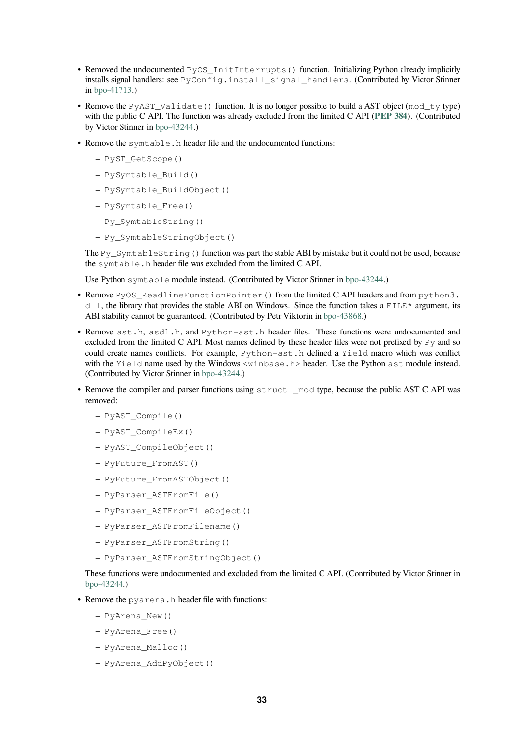- Removed the undocumented `PyOS_InitInterrupts()` function. Initializing Python already implicitly installs signal handlers: see `PyConfig.install_signal_handlers`. (Contributed by Victor Stinner in bpo-41713.)
- Remove the `PyAST_Validate()` function. It is no longer possible to build a AST object (`mod_ty` type) with the public C API. The function was already excluded from the limited C API (**PEP 384**). (Contributed by Victor Stinner in bpo-43244.)
- Remove the `symtable.h` header file and the undocumented functions:
  - `PyST_GetScope()`
  - `PySymtable_Build()`
  - `PySymtable_BuildObject()`
  - `PySymtable_Free()`
  - `Py_SymtableString()`
  - `Py_SymtableStringObject()`

  The `Py_SymtableString()` function was part the stable ABI by mistake but it could not be used, because the `symtable.h` header file was excluded from the limited C API.

  Use Python `symtable` module instead. (Contributed by Victor Stinner in bpo-43244.)
- Remove `PyOS_ReadlineFunctionPointer()` from the limited C API headers and from `python3.dll`, the library that provides the stable ABI on Windows. Since the function takes a `FILE*` argument, its ABI stability cannot be guaranteed. (Contributed by Petr Viktorin in bpo-43868.)
- Remove `ast.h`, `asdl.h`, and `Python-ast.h` header files. These functions were undocumented and excluded from the limited C API. Most names defined by these header files were not prefixed by `Py` and so could create names conflicts. For example, `Python-ast.h` defined a `Yield` macro which was conflict with the `Yield` name used by the Windows `<winbase.h>` header. Use the Python `ast` module instead. (Contributed by Victor Stinner in bpo-43244.)
- Remove the compiler and parser functions using `struct _mod` type, because the public AST C API was removed:
  - `PyAST_Compile()`
  - `PyAST_CompileEx()`
  - `PyAST_CompileObject()`
  - `PyFuture_FromAST()`
  - `PyFuture_FromASTObject()`
  - `PyParser_ASTFromFile()`
  - `PyParser_ASTFromFileObject()`
  - `PyParser_ASTFromFilename()`
  - `PyParser_ASTFromString()`
  - `PyParser_ASTFromStringObject()`

  These functions were undocumented and excluded from the limited C API. (Contributed by Victor Stinner in bpo-43244.)
- Remove the `pyarena.h` header file with functions:
  - `PyArena_New()`
  - `PyArena_Free()`
  - `PyArena_Malloc()`
  - `PyArena_AddPyObject()`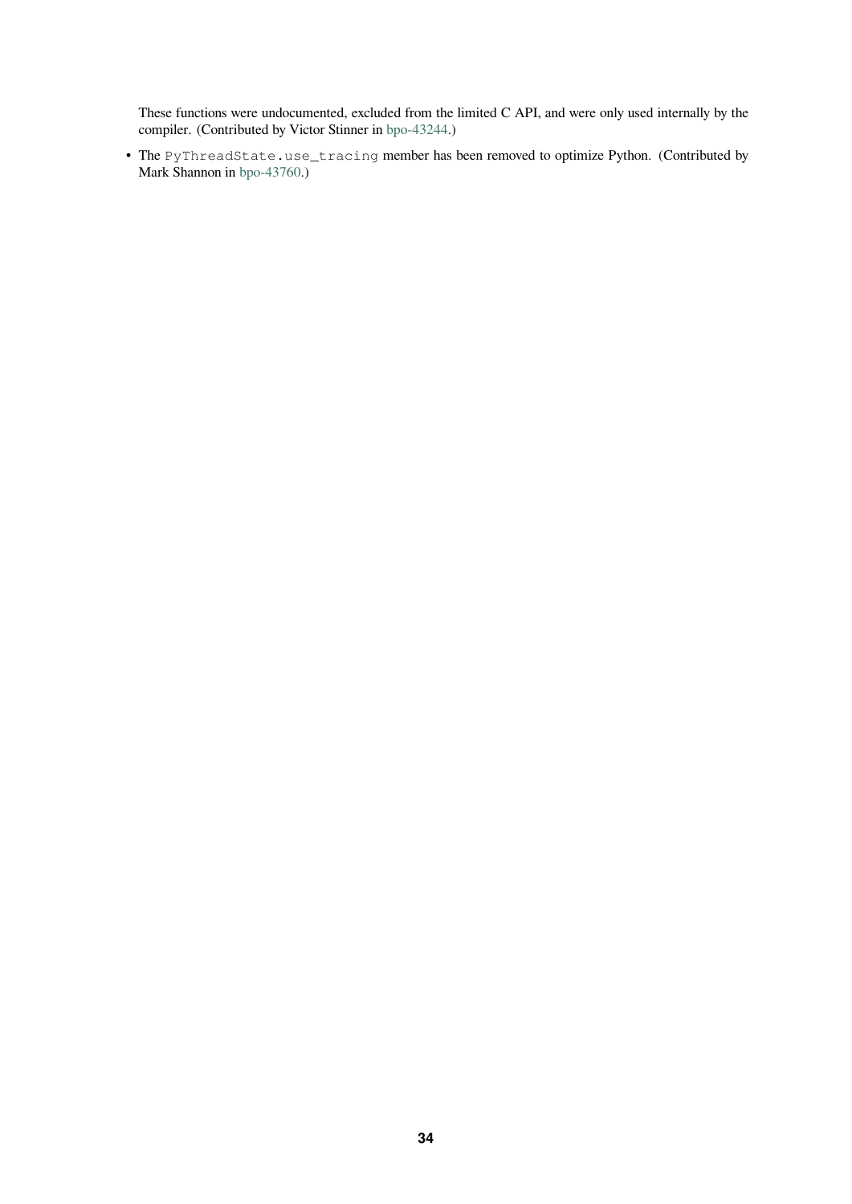These functions were undocumented, excluded from the limited C API, and were only used internally by the compiler. (Contributed by Victor Stinner in bpo-43244.)

- The `PyThreadState.use_tracing` member has been removed to optimize Python. (Contributed by Mark Shannon in bpo-43760.)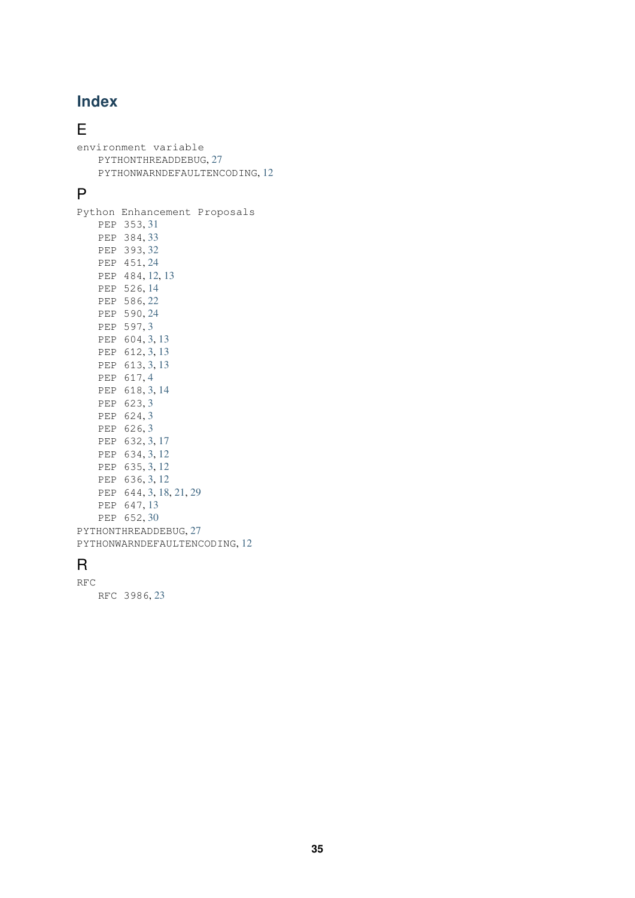# Index

## E

environment variable
- PYTHONTHREADDEBUG, 27
- PYTHONWARNDEFAULTENCODING, 12

## P

Python Enhancement Proposals
- PEP 353, 31
- PEP 384, 33
- PEP 393, 32
- PEP 451, 24
- PEP 484, 12, 13
- PEP 526, 14
- PEP 586, 22
- PEP 590, 24
- PEP 597, 3
- PEP 604, 3, 13
- PEP 612, 3, 13
- PEP 613, 3, 13
- PEP 617, 4
- PEP 618, 3, 14
- PEP 623, 3
- PEP 624, 3
- PEP 626, 3
- PEP 632, 3, 17
- PEP 634, 3, 12
- PEP 635, 3, 12
- PEP 636, 3, 12
- PEP 644, 3, 18, 21, 29
- PEP 647, 13
- PEP 652, 30

PYTHONTHREADDEBUG, 27

PYTHONWARNDEFAULTENCODING, 12

## R

RFC
- RFC 3986, 23